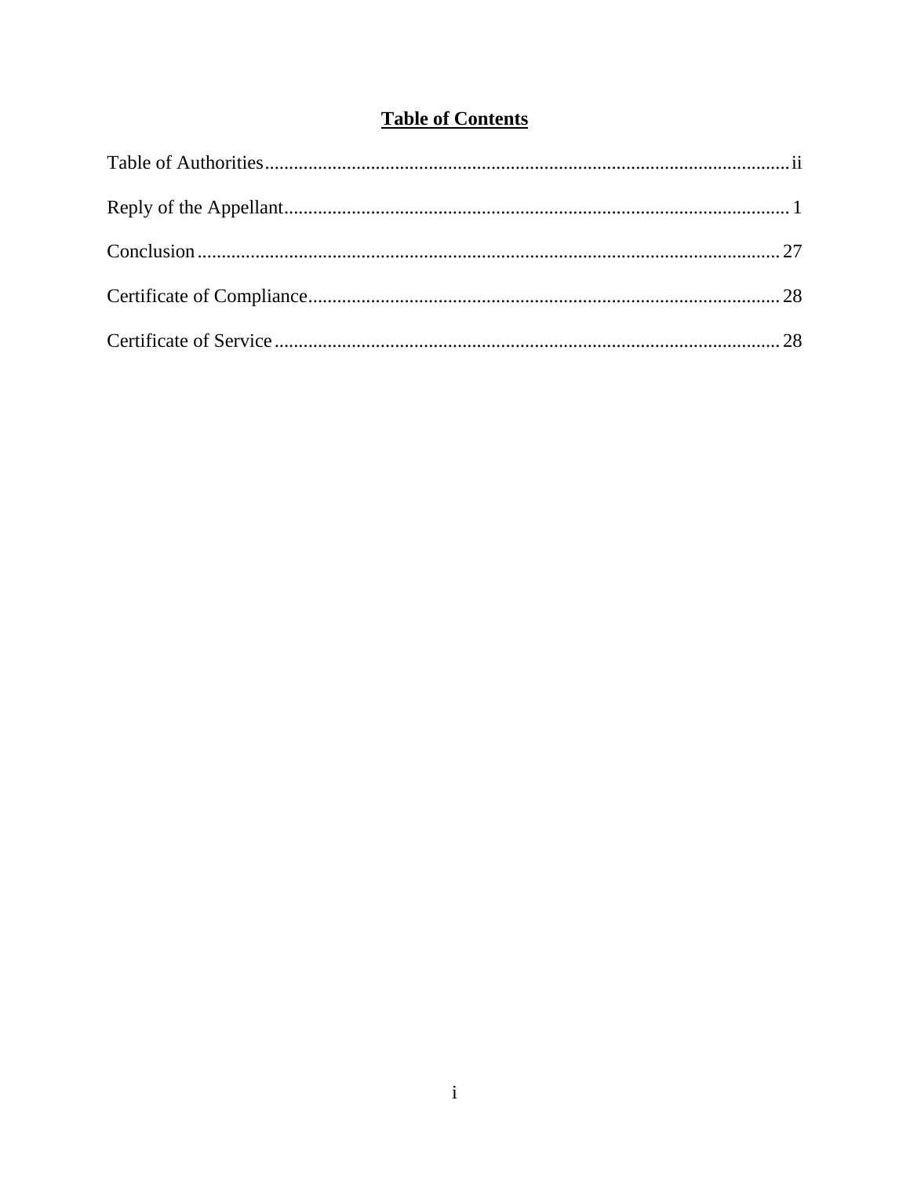# Table of Contents

Table of Authorities........................................................................................................ii

Reply of the Appellant........................................................................................................ 1

Conclusion........................................................................................................ 27

Certificate of Compliance........................................................................................................ 28

Certificate of Service........................................................................................................ 28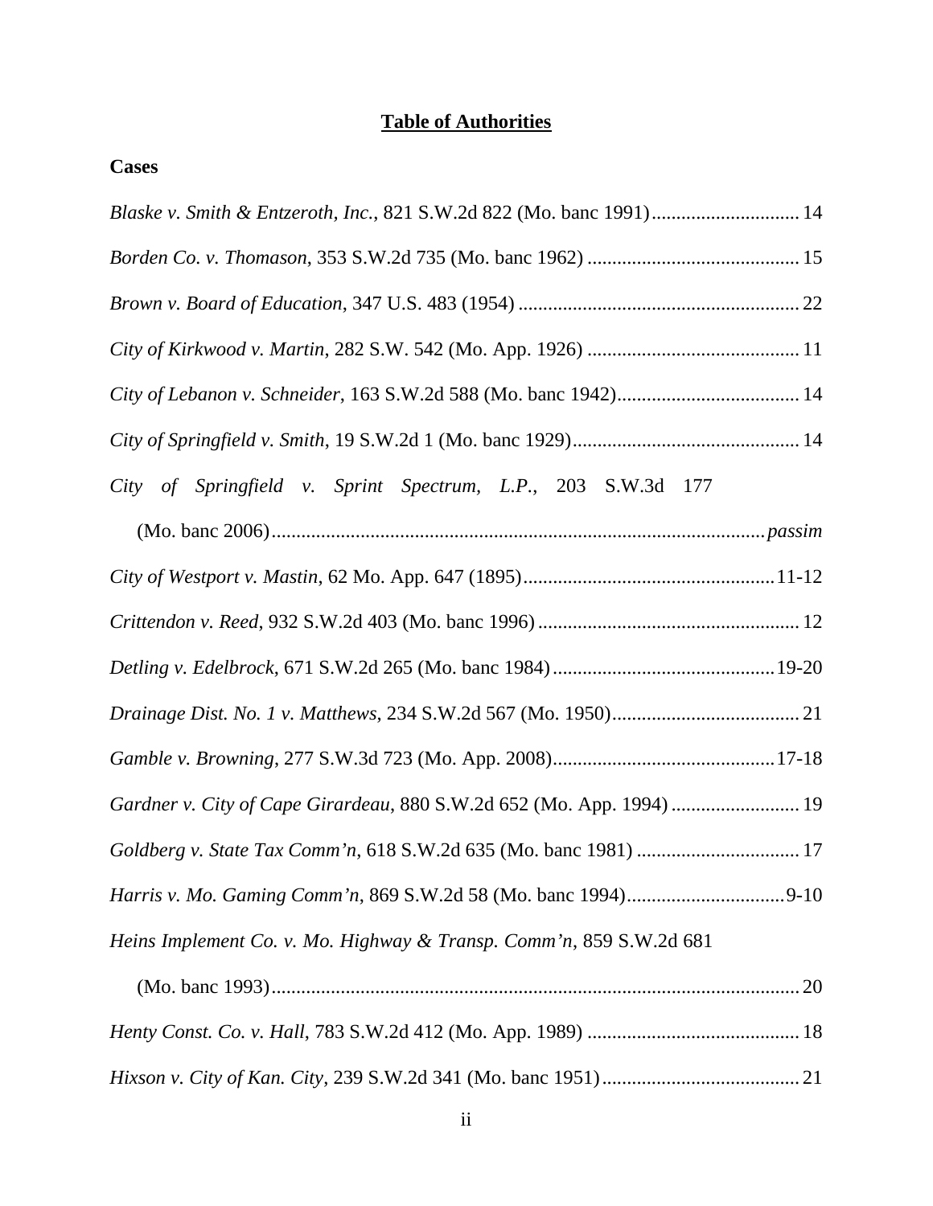# Table of Authorities

## Cases

*Blaske v. Smith & Entzeroth, Inc.*, 821 S.W.2d 822 (Mo. banc 1991) .............................. 14

*Borden Co. v. Thomason*, 353 S.W.2d 735 (Mo. banc 1962) ........................................... 15

*Brown v. Board of Education*, 347 U.S. 483 (1954) ......................................................... 22

*City of Kirkwood v. Martin*, 282 S.W. 542 (Mo. App. 1926) ........................................... 11

*City of Lebanon v. Schneider*, 163 S.W.2d 588 (Mo. banc 1942)..................................... 14

*City of Springfield v. Smith*, 19 S.W.2d 1 (Mo. banc 1929).............................................. 14

*City of Springfield v. Sprint Spectrum, L.P.*, 203 S.W.3d 177 (Mo. banc 2006)................................................................................................... *passim*

*City of Westport v. Mastin*, 62 Mo. App. 647 (1895)...................................................11-12

*Crittendon v. Reed*, 932 S.W.2d 403 (Mo. banc 1996) ..................................................... 12

*Detling v. Edelbrock*, 671 S.W.2d 265 (Mo. banc 1984).............................................19-20

*Drainage Dist. No. 1 v. Matthews*, 234 S.W.2d 567 (Mo. 1950)...................................... 21

*Gamble v. Browning*, 277 S.W.3d 723 (Mo. App. 2008).............................................17-18

*Gardner v. City of Cape Girardeau*, 880 S.W.2d 652 (Mo. App. 1994) .......................... 19

*Goldberg v. State Tax Comm'n*, 618 S.W.2d 635 (Mo. banc 1981) ................................. 17

*Harris v. Mo. Gaming Comm'n*, 869 S.W.2d 58 (Mo. banc 1994)................................9-10

*Heins Implement Co. v. Mo. Highway & Transp. Comm'n*, 859 S.W.2d 681 (Mo. banc 1993)........................................................................................................... 20

*Henty Const. Co. v. Hall*, 783 S.W.2d 412 (Mo. App. 1989) ........................................... 18

*Hixson v. City of Kan. City*, 239 S.W.2d 341 (Mo. banc 1951)........................................ 21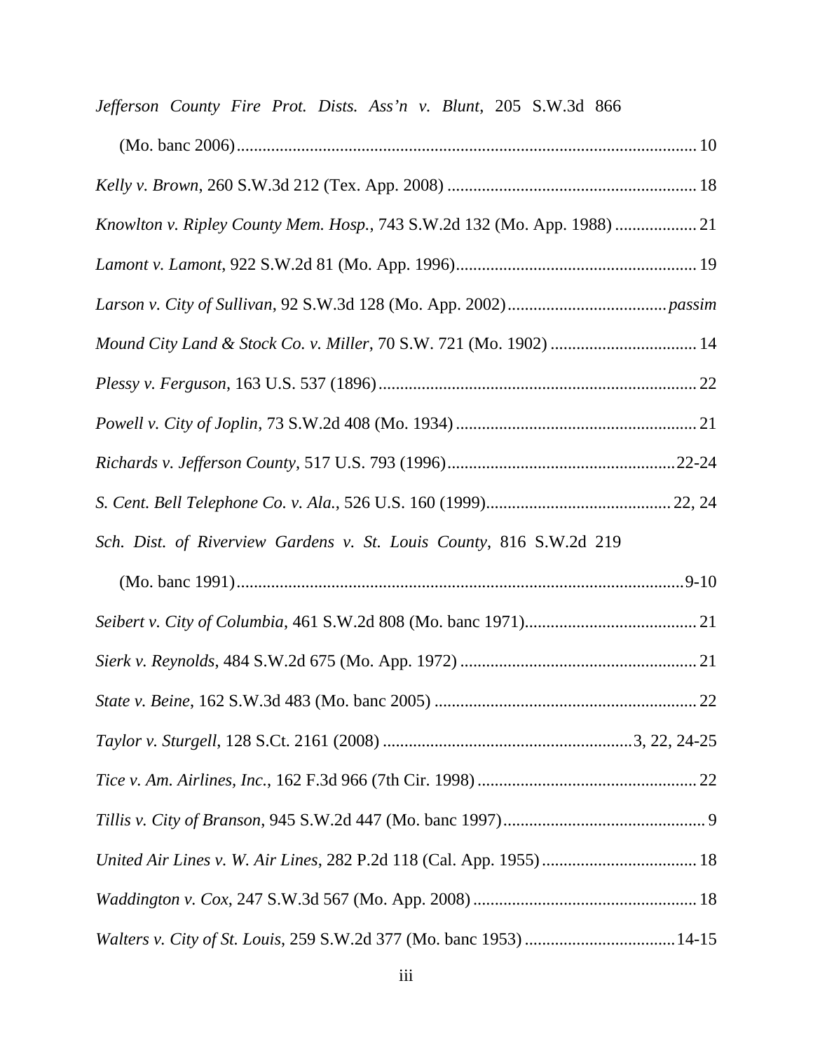*Jefferson County Fire Prot. Dists. Ass'n v. Blunt*, 205 S.W.3d 866 (Mo. banc 2006) .......... 10

*Kelly v. Brown*, 260 S.W.3d 212 (Tex. App. 2008) .......... 18

*Knowlton v. Ripley County Mem. Hosp.*, 743 S.W.2d 132 (Mo. App. 1988) .......... 21

*Lamont v. Lamont*, 922 S.W.2d 81 (Mo. App. 1996) .......... 19

*Larson v. City of Sullivan*, 92 S.W.3d 128 (Mo. App. 2002) .......... *passim*

*Mound City Land & Stock Co. v. Miller*, 70 S.W. 721 (Mo. 1902) .......... 14

*Plessy v. Ferguson*, 163 U.S. 537 (1896) .......... 22

*Powell v. City of Joplin*, 73 S.W.2d 408 (Mo. 1934) .......... 21

*Richards v. Jefferson County*, 517 U.S. 793 (1996) .......... 22-24

*S. Cent. Bell Telephone Co. v. Ala.*, 526 U.S. 160 (1999) .......... 22, 24

*Sch. Dist. of Riverview Gardens v. St. Louis County*, 816 S.W.2d 219 (Mo. banc 1991) .......... 9-10

*Seibert v. City of Columbia*, 461 S.W.2d 808 (Mo. banc 1971) .......... 21

*Sierk v. Reynolds*, 484 S.W.2d 675 (Mo. App. 1972) .......... 21

*State v. Beine*, 162 S.W.3d 483 (Mo. banc 2005) .......... 22

*Taylor v. Sturgell*, 128 S.Ct. 2161 (2008) .......... 3, 22, 24-25

*Tice v. Am. Airlines, Inc.*, 162 F.3d 966 (7th Cir. 1998) .......... 22

*Tillis v. City of Branson*, 945 S.W.2d 447 (Mo. banc 1997) .......... 9

*United Air Lines v. W. Air Lines*, 282 P.2d 118 (Cal. App. 1955) .......... 18

*Waddington v. Cox*, 247 S.W.3d 567 (Mo. App. 2008) .......... 18

*Walters v. City of St. Louis*, 259 S.W.2d 377 (Mo. banc 1953) .......... 14-15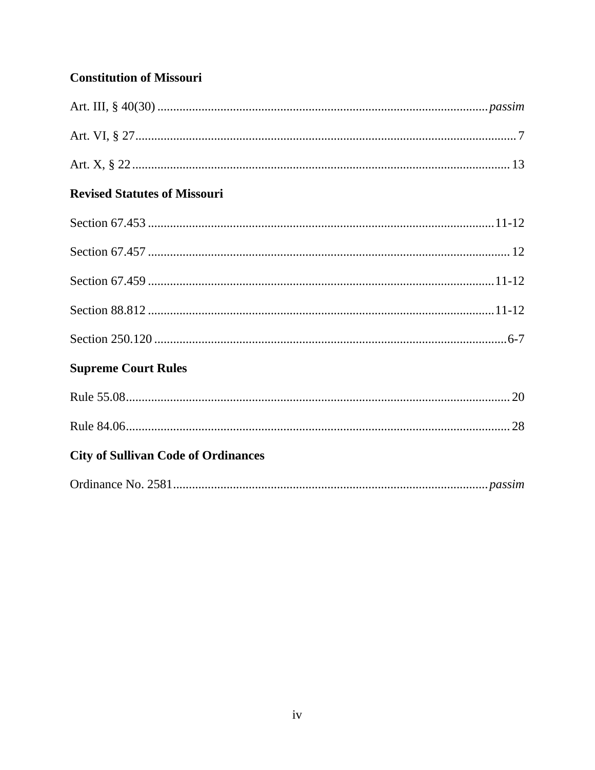**Constitution of Missouri**

Art. III, § 40(30) ........................................................................................................ *passim*

Art. VI, § 27........................................................................................................................ 7

Art. X, § 22........................................................................................................................ 13

**Revised Statutes of Missouri**

Section 67.453 ............................................................................................................11-12

Section 67.457 ................................................................................................................. 12

Section 67.459 ............................................................................................................11-12

Section 88.812 ............................................................................................................11-12

Section 250.120 ..............................................................................................................6-7

**Supreme Court Rules**

Rule 55.08......................................................................................................................... 20

Rule 84.06......................................................................................................................... 28

**City of Sullivan Code of Ordinances**

Ordinance No. 2581..................................................................................................... *passim*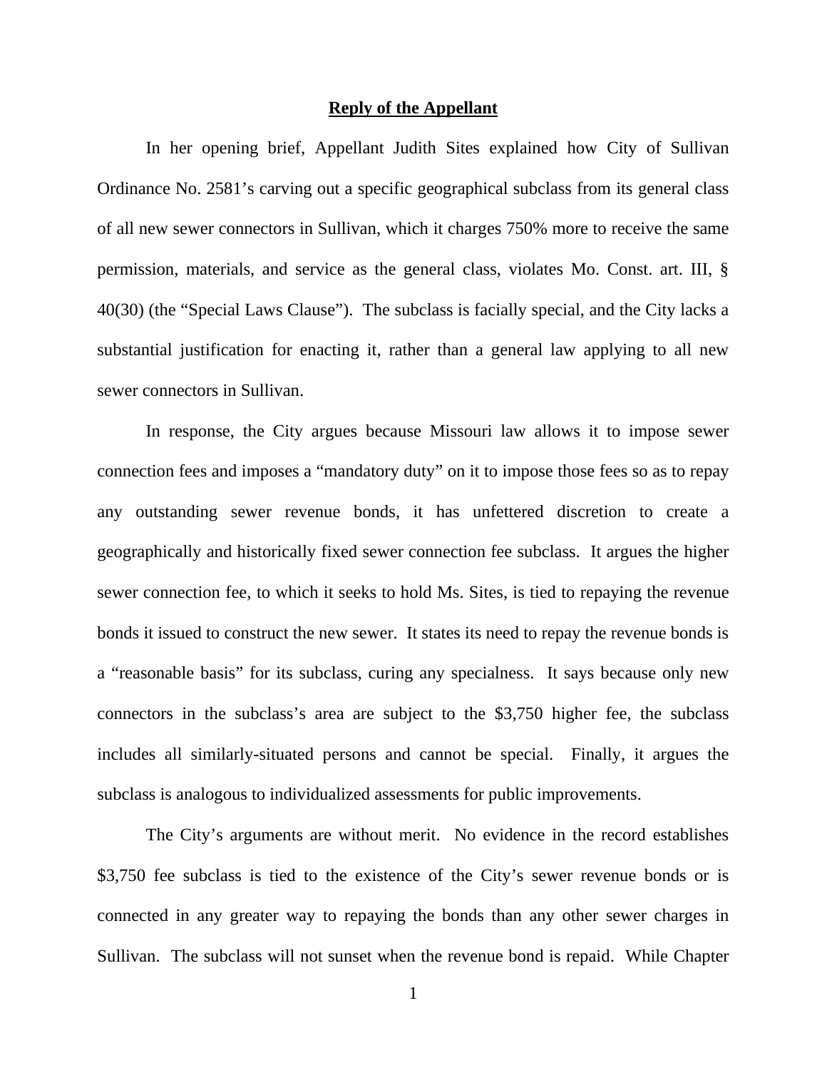## Reply of the Appellant

In her opening brief, Appellant Judith Sites explained how City of Sullivan Ordinance No. 2581's carving out a specific geographical subclass from its general class of all new sewer connectors in Sullivan, which it charges 750% more to receive the same permission, materials, and service as the general class, violates Mo. Const. art. III, § 40(30) (the "Special Laws Clause"). The subclass is facially special, and the City lacks a substantial justification for enacting it, rather than a general law applying to all new sewer connectors in Sullivan.

In response, the City argues because Missouri law allows it to impose sewer connection fees and imposes a "mandatory duty" on it to impose those fees so as to repay any outstanding sewer revenue bonds, it has unfettered discretion to create a geographically and historically fixed sewer connection fee subclass. It argues the higher sewer connection fee, to which it seeks to hold Ms. Sites, is tied to repaying the revenue bonds it issued to construct the new sewer. It states its need to repay the revenue bonds is a "reasonable basis" for its subclass, curing any specialness. It says because only new connectors in the subclass's area are subject to the $3,750 higher fee, the subclass includes all similarly-situated persons and cannot be special. Finally, it argues the subclass is analogous to individualized assessments for public improvements.

The City's arguments are without merit. No evidence in the record establishes $3,750 fee subclass is tied to the existence of the City's sewer revenue bonds or is connected in any greater way to repaying the bonds than any other sewer charges in Sullivan. The subclass will not sunset when the revenue bond is repaid. While Chapter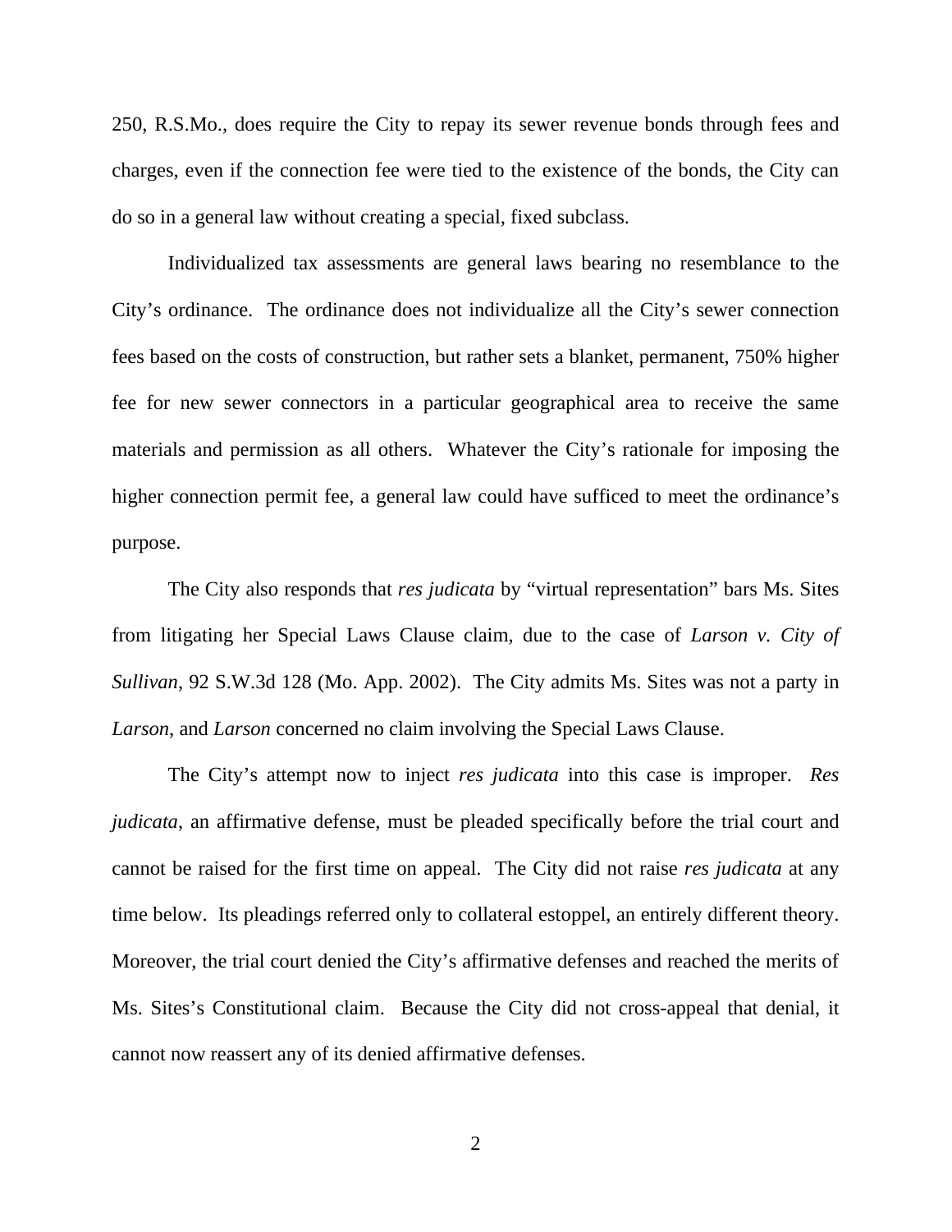250, R.S.Mo., does require the City to repay its sewer revenue bonds through fees and charges, even if the connection fee were tied to the existence of the bonds, the City can do so in a general law without creating a special, fixed subclass.

Individualized tax assessments are general laws bearing no resemblance to the City's ordinance. The ordinance does not individualize all the City's sewer connection fees based on the costs of construction, but rather sets a blanket, permanent, 750% higher fee for new sewer connectors in a particular geographical area to receive the same materials and permission as all others. Whatever the City's rationale for imposing the higher connection permit fee, a general law could have sufficed to meet the ordinance's purpose.

The City also responds that *res judicata* by "virtual representation" bars Ms. Sites from litigating her Special Laws Clause claim, due to the case of *Larson v. City of Sullivan*, 92 S.W.3d 128 (Mo. App. 2002). The City admits Ms. Sites was not a party in *Larson*, and *Larson* concerned no claim involving the Special Laws Clause.

The City's attempt now to inject *res judicata* into this case is improper. *Res judicata*, an affirmative defense, must be pleaded specifically before the trial court and cannot be raised for the first time on appeal. The City did not raise *res judicata* at any time below. Its pleadings referred only to collateral estoppel, an entirely different theory. Moreover, the trial court denied the City's affirmative defenses and reached the merits of Ms. Sites's Constitutional claim. Because the City did not cross-appeal that denial, it cannot now reassert any of its denied affirmative defenses.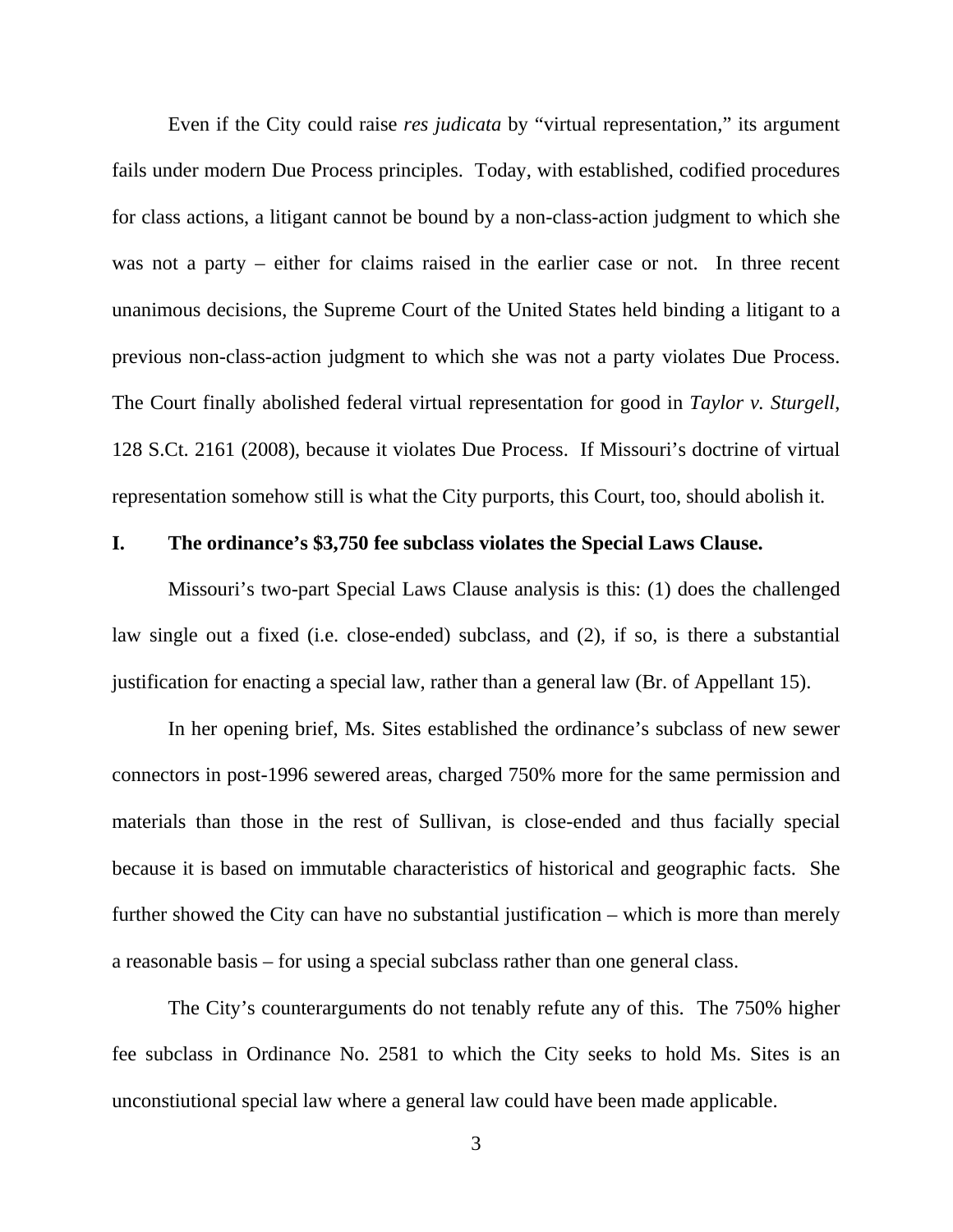Even if the City could raise *res judicata* by "virtual representation," its argument fails under modern Due Process principles. Today, with established, codified procedures for class actions, a litigant cannot be bound by a non-class-action judgment to which she was not a party – either for claims raised in the earlier case or not. In three recent unanimous decisions, the Supreme Court of the United States held binding a litigant to a previous non-class-action judgment to which she was not a party violates Due Process. The Court finally abolished federal virtual representation for good in *Taylor v. Sturgell*, 128 S.Ct. 2161 (2008), because it violates Due Process. If Missouri's doctrine of virtual representation somehow still is what the City purports, this Court, too, should abolish it.

## I. The ordinance's $3,750 fee subclass violates the Special Laws Clause.

Missouri's two-part Special Laws Clause analysis is this: (1) does the challenged law single out a fixed (i.e. close-ended) subclass, and (2), if so, is there a substantial justification for enacting a special law, rather than a general law (Br. of Appellant 15).

In her opening brief, Ms. Sites established the ordinance's subclass of new sewer connectors in post-1996 sewered areas, charged 750% more for the same permission and materials than those in the rest of Sullivan, is close-ended and thus facially special because it is based on immutable characteristics of historical and geographic facts. She further showed the City can have no substantial justification – which is more than merely a reasonable basis – for using a special subclass rather than one general class.

The City's counterarguments do not tenably refute any of this. The 750% higher fee subclass in Ordinance No. 2581 to which the City seeks to hold Ms. Sites is an unconstiutional special law where a general law could have been made applicable.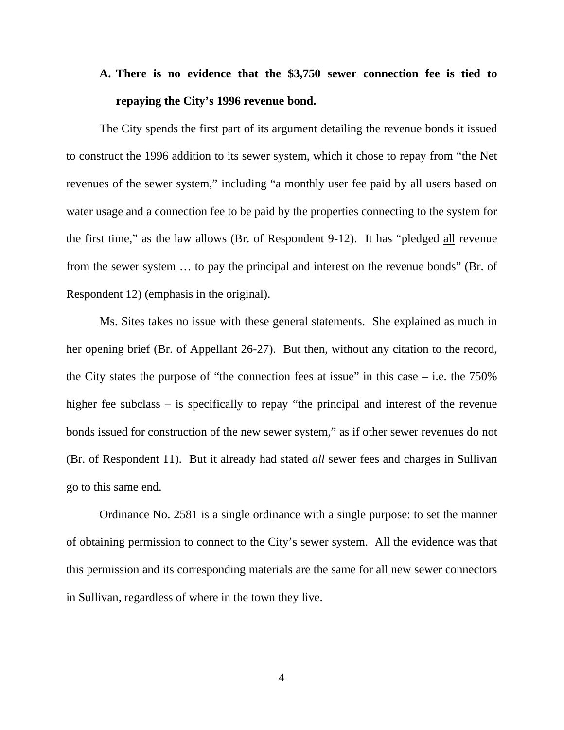### A. There is no evidence that the $3,750 sewer connection fee is tied to repaying the City's 1996 revenue bond.

The City spends the first part of its argument detailing the revenue bonds it issued to construct the 1996 addition to its sewer system, which it chose to repay from "the Net revenues of the sewer system," including "a monthly user fee paid by all users based on water usage and a connection fee to be paid by the properties connecting to the system for the first time," as the law allows (Br. of Respondent 9-12). It has "pledged <u>all</u> revenue from the sewer system … to pay the principal and interest on the revenue bonds" (Br. of Respondent 12) (emphasis in the original).

Ms. Sites takes no issue with these general statements. She explained as much in her opening brief (Br. of Appellant 26-27). But then, without any citation to the record, the City states the purpose of "the connection fees at issue" in this case – i.e. the 750% higher fee subclass – is specifically to repay "the principal and interest of the revenue bonds issued for construction of the new sewer system," as if other sewer revenues do not (Br. of Respondent 11). But it already had stated *all* sewer fees and charges in Sullivan go to this same end.

Ordinance No. 2581 is a single ordinance with a single purpose: to set the manner of obtaining permission to connect to the City's sewer system. All the evidence was that this permission and its corresponding materials are the same for all new sewer connectors in Sullivan, regardless of where in the town they live.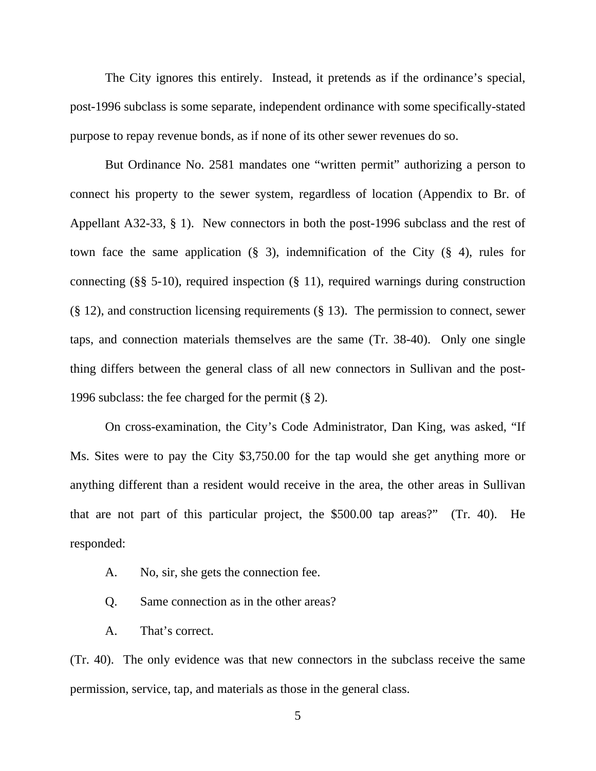The City ignores this entirely. Instead, it pretends as if the ordinance's special, post-1996 subclass is some separate, independent ordinance with some specifically-stated purpose to repay revenue bonds, as if none of its other sewer revenues do so.

But Ordinance No. 2581 mandates one "written permit" authorizing a person to connect his property to the sewer system, regardless of location (Appendix to Br. of Appellant A32-33, § 1). New connectors in both the post-1996 subclass and the rest of town face the same application (§ 3), indemnification of the City (§ 4), rules for connecting (§§ 5-10), required inspection (§ 11), required warnings during construction (§ 12), and construction licensing requirements (§ 13). The permission to connect, sewer taps, and connection materials themselves are the same (Tr. 38-40). Only one single thing differs between the general class of all new connectors in Sullivan and the post-1996 subclass: the fee charged for the permit (§ 2).

On cross-examination, the City's Code Administrator, Dan King, was asked, "If Ms. Sites were to pay the City $3,750.00 for the tap would she get anything more or anything different than a resident would receive in the area, the other areas in Sullivan that are not part of this particular project, the $500.00 tap areas?" (Tr. 40). He responded:

A. No, sir, she gets the connection fee.

Q. Same connection as in the other areas?

A. That's correct.

(Tr. 40). The only evidence was that new connectors in the subclass receive the same permission, service, tap, and materials as those in the general class.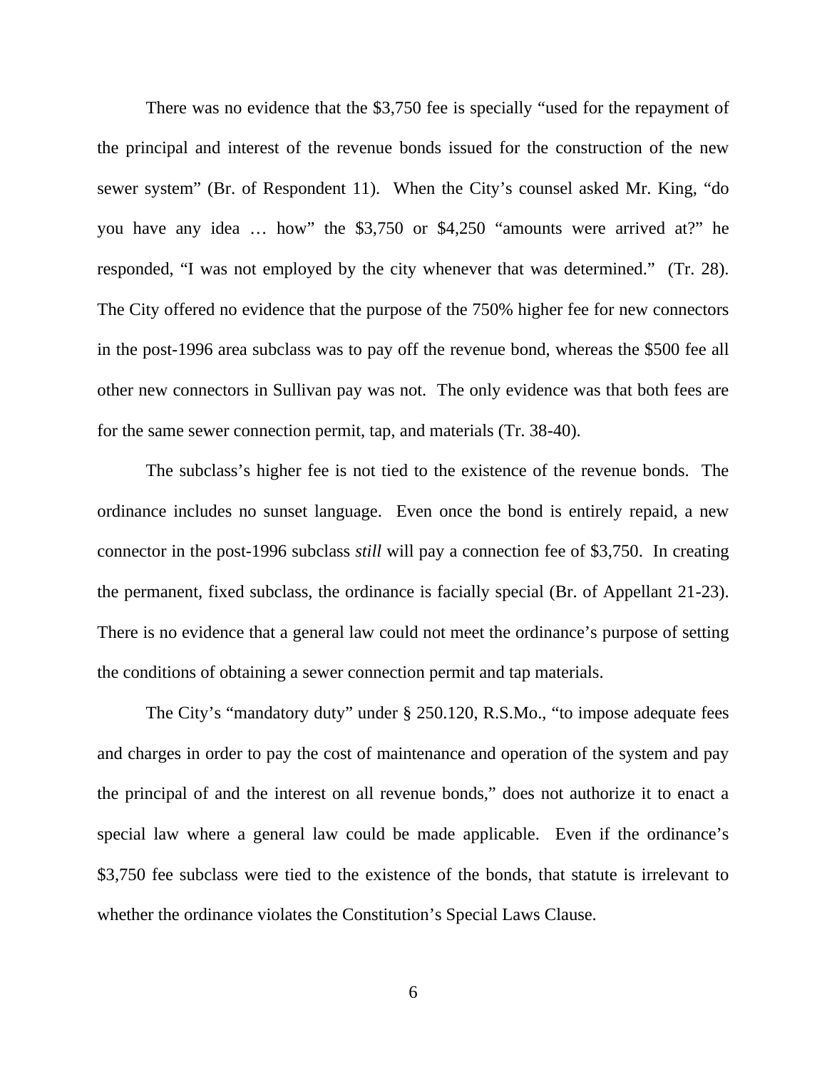There was no evidence that the $3,750 fee is specially "used for the repayment of the principal and interest of the revenue bonds issued for the construction of the new sewer system" (Br. of Respondent 11). When the City's counsel asked Mr. King, "do you have any idea … how" the $3,750 or $4,250 "amounts were arrived at?" he responded, "I was not employed by the city whenever that was determined." (Tr. 28). The City offered no evidence that the purpose of the 750% higher fee for new connectors in the post-1996 area subclass was to pay off the revenue bond, whereas the $500 fee all other new connectors in Sullivan pay was not. The only evidence was that both fees are for the same sewer connection permit, tap, and materials (Tr. 38-40).

The subclass's higher fee is not tied to the existence of the revenue bonds. The ordinance includes no sunset language. Even once the bond is entirely repaid, a new connector in the post-1996 subclass *still* will pay a connection fee of $3,750. In creating the permanent, fixed subclass, the ordinance is facially special (Br. of Appellant 21-23). There is no evidence that a general law could not meet the ordinance's purpose of setting the conditions of obtaining a sewer connection permit and tap materials.

The City's "mandatory duty" under § 250.120, R.S.Mo., "to impose adequate fees and charges in order to pay the cost of maintenance and operation of the system and pay the principal of and the interest on all revenue bonds," does not authorize it to enact a special law where a general law could be made applicable. Even if the ordinance's $3,750 fee subclass were tied to the existence of the bonds, that statute is irrelevant to whether the ordinance violates the Constitution's Special Laws Clause.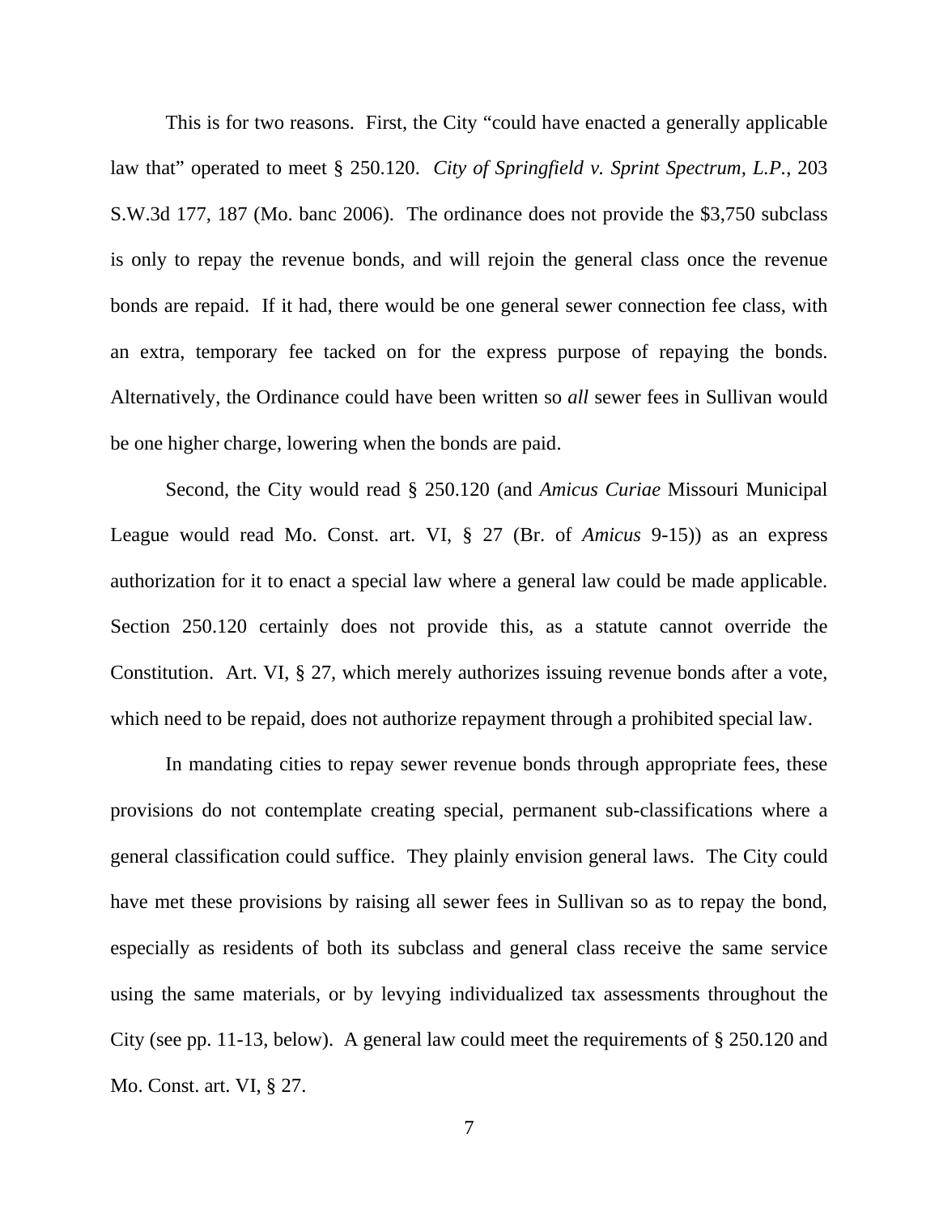This is for two reasons. First, the City "could have enacted a generally applicable law that" operated to meet § 250.120. *City of Springfield v. Sprint Spectrum, L.P.*, 203 S.W.3d 177, 187 (Mo. banc 2006). The ordinance does not provide the $3,750 subclass is only to repay the revenue bonds, and will rejoin the general class once the revenue bonds are repaid. If it had, there would be one general sewer connection fee class, with an extra, temporary fee tacked on for the express purpose of repaying the bonds. Alternatively, the Ordinance could have been written so *all* sewer fees in Sullivan would be one higher charge, lowering when the bonds are paid.

Second, the City would read § 250.120 (and *Amicus Curiae* Missouri Municipal League would read Mo. Const. art. VI, § 27 (Br. of *Amicus* 9-15)) as an express authorization for it to enact a special law where a general law could be made applicable. Section 250.120 certainly does not provide this, as a statute cannot override the Constitution. Art. VI, § 27, which merely authorizes issuing revenue bonds after a vote, which need to be repaid, does not authorize repayment through a prohibited special law.

In mandating cities to repay sewer revenue bonds through appropriate fees, these provisions do not contemplate creating special, permanent sub-classifications where a general classification could suffice. They plainly envision general laws. The City could have met these provisions by raising all sewer fees in Sullivan so as to repay the bond, especially as residents of both its subclass and general class receive the same service using the same materials, or by levying individualized tax assessments throughout the City (see pp. 11-13, below). A general law could meet the requirements of § 250.120 and Mo. Const. art. VI, § 27.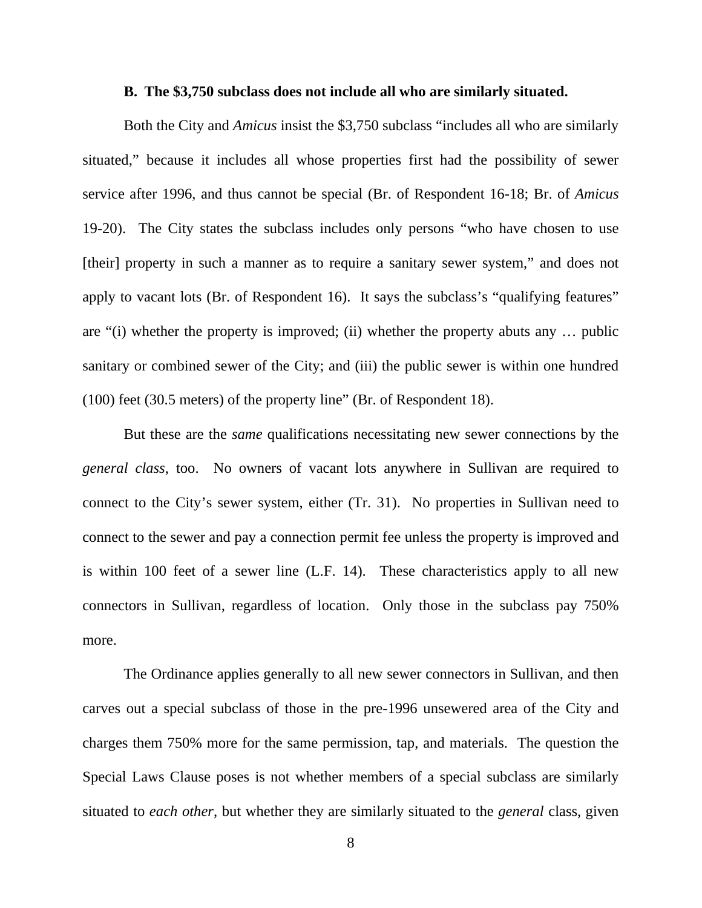### B. The $3,750 subclass does not include all who are similarly situated.

Both the City and *Amicus* insist the $3,750 subclass "includes all who are similarly situated," because it includes all whose properties first had the possibility of sewer service after 1996, and thus cannot be special (Br. of Respondent 16-18; Br. of *Amicus* 19-20). The City states the subclass includes only persons "who have chosen to use [their] property in such a manner as to require a sanitary sewer system," and does not apply to vacant lots (Br. of Respondent 16). It says the subclass's "qualifying features" are "(i) whether the property is improved; (ii) whether the property abuts any … public sanitary or combined sewer of the City; and (iii) the public sewer is within one hundred (100) feet (30.5 meters) of the property line" (Br. of Respondent 18).

But these are the *same* qualifications necessitating new sewer connections by the *general class*, too. No owners of vacant lots anywhere in Sullivan are required to connect to the City's sewer system, either (Tr. 31). No properties in Sullivan need to connect to the sewer and pay a connection permit fee unless the property is improved and is within 100 feet of a sewer line (L.F. 14). These characteristics apply to all new connectors in Sullivan, regardless of location. Only those in the subclass pay 750% more.

The Ordinance applies generally to all new sewer connectors in Sullivan, and then carves out a special subclass of those in the pre-1996 unsewered area of the City and charges them 750% more for the same permission, tap, and materials. The question the Special Laws Clause poses is not whether members of a special subclass are similarly situated to *each other*, but whether they are similarly situated to the *general* class, given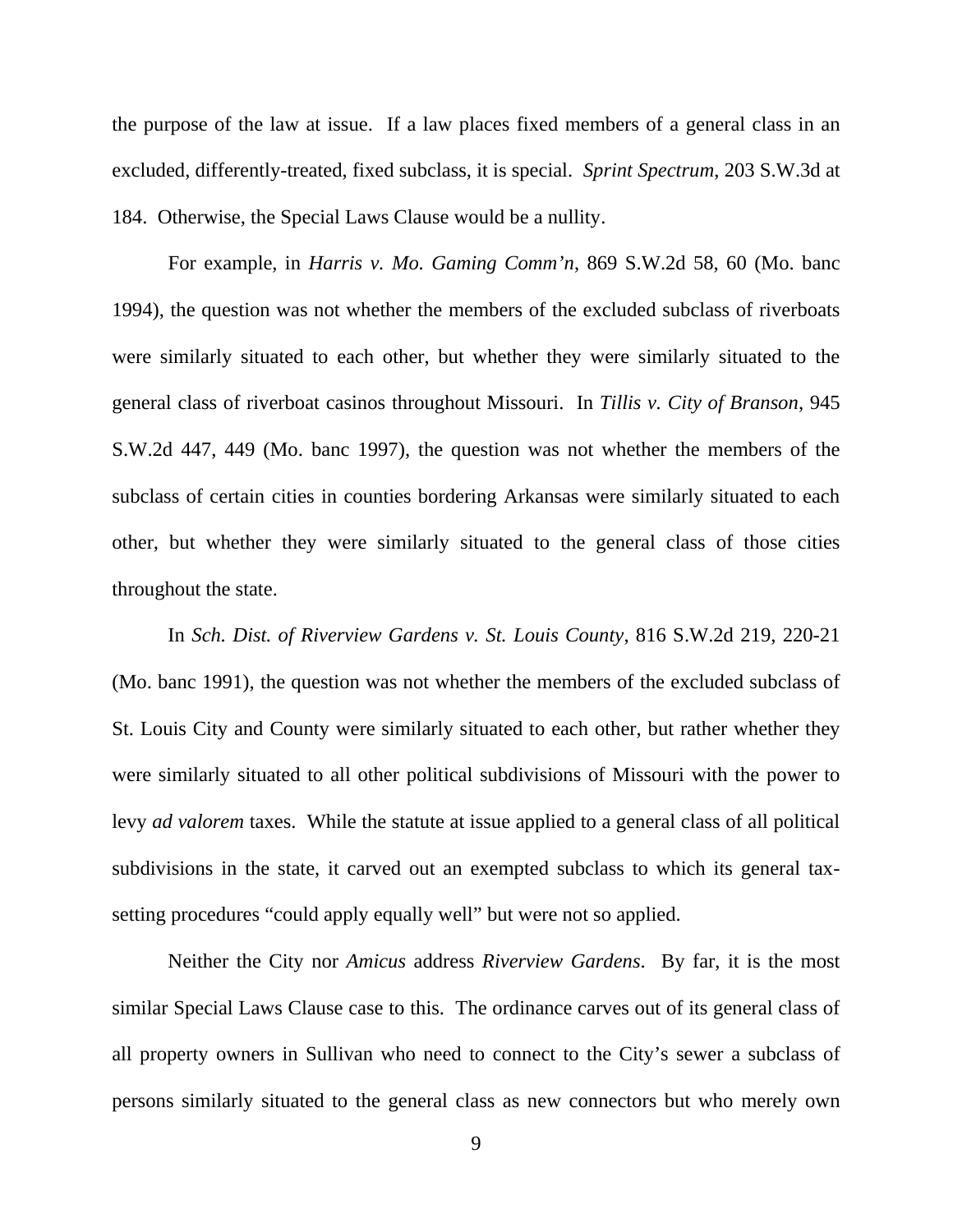the purpose of the law at issue. If a law places fixed members of a general class in an excluded, differently-treated, fixed subclass, it is special. *Sprint Spectrum*, 203 S.W.3d at 184. Otherwise, the Special Laws Clause would be a nullity.

For example, in *Harris v. Mo. Gaming Comm'n*, 869 S.W.2d 58, 60 (Mo. banc 1994), the question was not whether the members of the excluded subclass of riverboats were similarly situated to each other, but whether they were similarly situated to the general class of riverboat casinos throughout Missouri. In *Tillis v. City of Branson*, 945 S.W.2d 447, 449 (Mo. banc 1997), the question was not whether the members of the subclass of certain cities in counties bordering Arkansas were similarly situated to each other, but whether they were similarly situated to the general class of those cities throughout the state.

In *Sch. Dist. of Riverview Gardens v. St. Louis County*, 816 S.W.2d 219, 220-21 (Mo. banc 1991), the question was not whether the members of the excluded subclass of St. Louis City and County were similarly situated to each other, but rather whether they were similarly situated to all other political subdivisions of Missouri with the power to levy *ad valorem* taxes. While the statute at issue applied to a general class of all political subdivisions in the state, it carved out an exempted subclass to which its general tax-setting procedures "could apply equally well" but were not so applied.

Neither the City nor *Amicus* address *Riverview Gardens*. By far, it is the most similar Special Laws Clause case to this. The ordinance carves out of its general class of all property owners in Sullivan who need to connect to the City's sewer a subclass of persons similarly situated to the general class as new connectors but who merely own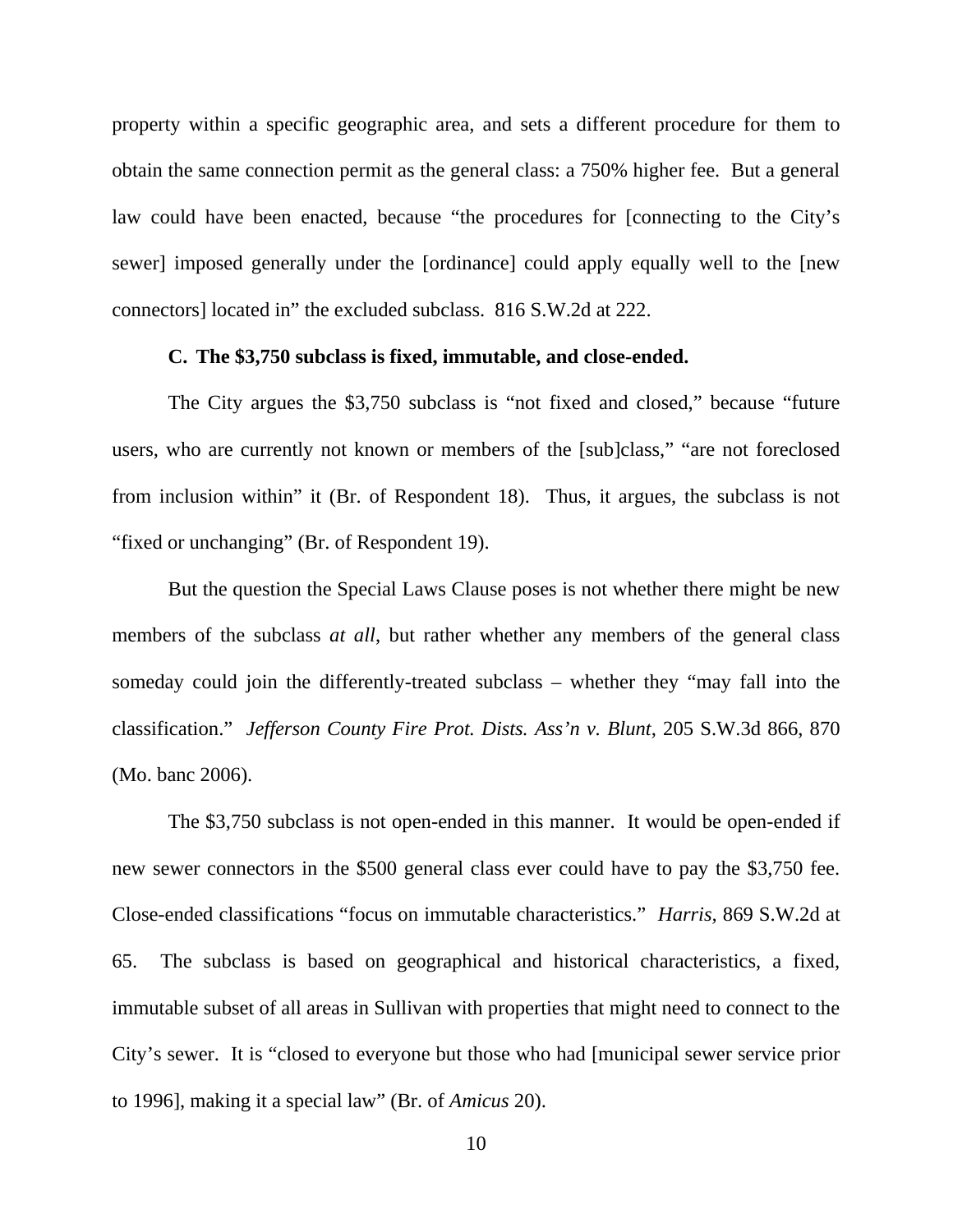property within a specific geographic area, and sets a different procedure for them to obtain the same connection permit as the general class: a 750% higher fee. But a general law could have been enacted, because "the procedures for [connecting to the City's sewer] imposed generally under the [ordinance] could apply equally well to the [new connectors] located in" the excluded subclass. 816 S.W.2d at 222.

**C. The $3,750 subclass is fixed, immutable, and close-ended.**

The City argues the $3,750 subclass is "not fixed and closed," because "future users, who are currently not known or members of the [sub]class," "are not foreclosed from inclusion within" it (Br. of Respondent 18). Thus, it argues, the subclass is not "fixed or unchanging" (Br. of Respondent 19).

But the question the Special Laws Clause poses is not whether there might be new members of the subclass *at all*, but rather whether any members of the general class someday could join the differently-treated subclass – whether they "may fall into the classification." *Jefferson County Fire Prot. Dists. Ass'n v. Blunt*, 205 S.W.3d 866, 870 (Mo. banc 2006).

The $3,750 subclass is not open-ended in this manner. It would be open-ended if new sewer connectors in the $500 general class ever could have to pay the $3,750 fee. Close-ended classifications "focus on immutable characteristics." *Harris*, 869 S.W.2d at 65. The subclass is based on geographical and historical characteristics, a fixed, immutable subset of all areas in Sullivan with properties that might need to connect to the City's sewer. It is "closed to everyone but those who had [municipal sewer service prior to 1996], making it a special law" (Br. of *Amicus* 20).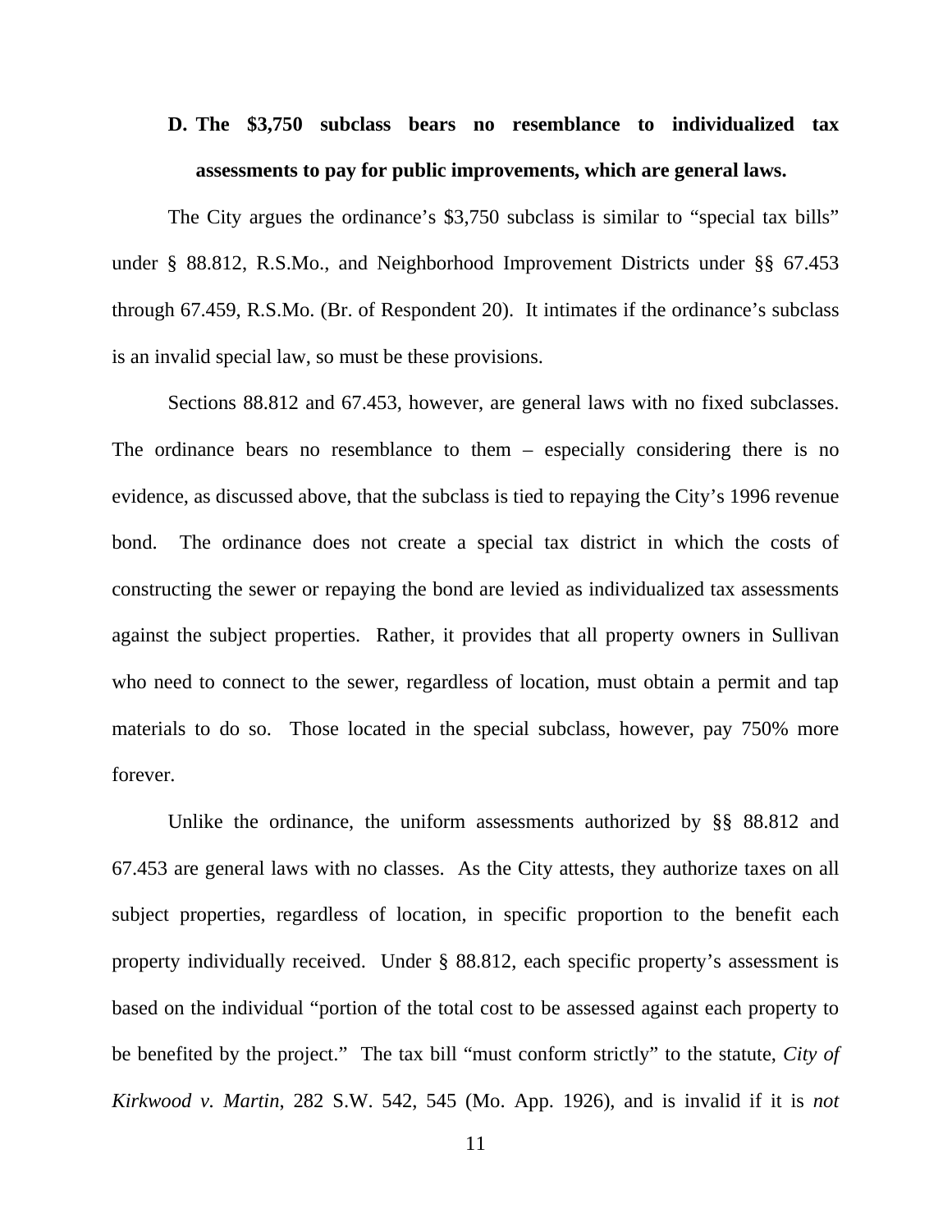### D. The $3,750 subclass bears no resemblance to individualized tax assessments to pay for public improvements, which are general laws.

The City argues the ordinance's $3,750 subclass is similar to "special tax bills" under § 88.812, R.S.Mo., and Neighborhood Improvement Districts under §§ 67.453 through 67.459, R.S.Mo. (Br. of Respondent 20). It intimates if the ordinance's subclass is an invalid special law, so must be these provisions.

Sections 88.812 and 67.453, however, are general laws with no fixed subclasses. The ordinance bears no resemblance to them – especially considering there is no evidence, as discussed above, that the subclass is tied to repaying the City's 1996 revenue bond. The ordinance does not create a special tax district in which the costs of constructing the sewer or repaying the bond are levied as individualized tax assessments against the subject properties. Rather, it provides that all property owners in Sullivan who need to connect to the sewer, regardless of location, must obtain a permit and tap materials to do so. Those located in the special subclass, however, pay 750% more forever.

Unlike the ordinance, the uniform assessments authorized by §§ 88.812 and 67.453 are general laws with no classes. As the City attests, they authorize taxes on all subject properties, regardless of location, in specific proportion to the benefit each property individually received. Under § 88.812, each specific property's assessment is based on the individual "portion of the total cost to be assessed against each property to be benefited by the project." The tax bill "must conform strictly" to the statute, *City of Kirkwood v. Martin*, 282 S.W. 542, 545 (Mo. App. 1926), and is invalid if it is *not*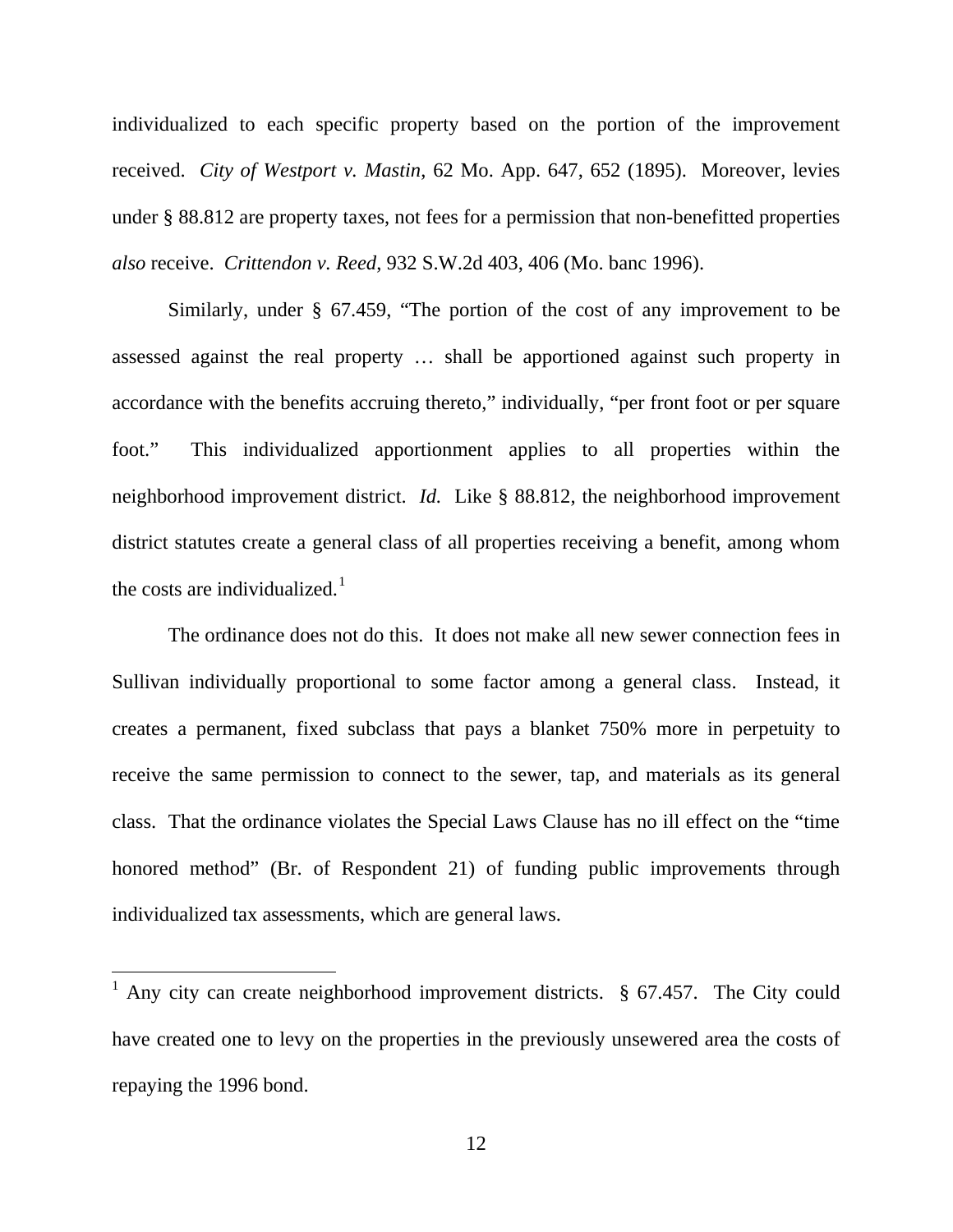individualized to each specific property based on the portion of the improvement received. *City of Westport v. Mastin*, 62 Mo. App. 647, 652 (1895). Moreover, levies under § 88.812 are property taxes, not fees for a permission that non-benefitted properties *also* receive. *Crittendon v. Reed*, 932 S.W.2d 403, 406 (Mo. banc 1996).

Similarly, under § 67.459, "The portion of the cost of any improvement to be assessed against the real property … shall be apportioned against such property in accordance with the benefits accruing thereto," individually, "per front foot or per square foot." This individualized apportionment applies to all properties within the neighborhood improvement district. *Id.* Like § 88.812, the neighborhood improvement district statutes create a general class of all properties receiving a benefit, among whom the costs are individualized.[1]

The ordinance does not do this. It does not make all new sewer connection fees in Sullivan individually proportional to some factor among a general class. Instead, it creates a permanent, fixed subclass that pays a blanket 750% more in perpetuity to receive the same permission to connect to the sewer, tap, and materials as its general class. That the ordinance violates the Special Laws Clause has no ill effect on the "time honored method" (Br. of Respondent 21) of funding public improvements through individualized tax assessments, which are general laws.

[1] Any city can create neighborhood improvement districts. § 67.457. The City could have created one to levy on the properties in the previously unsewered area the costs of repaying the 1996 bond.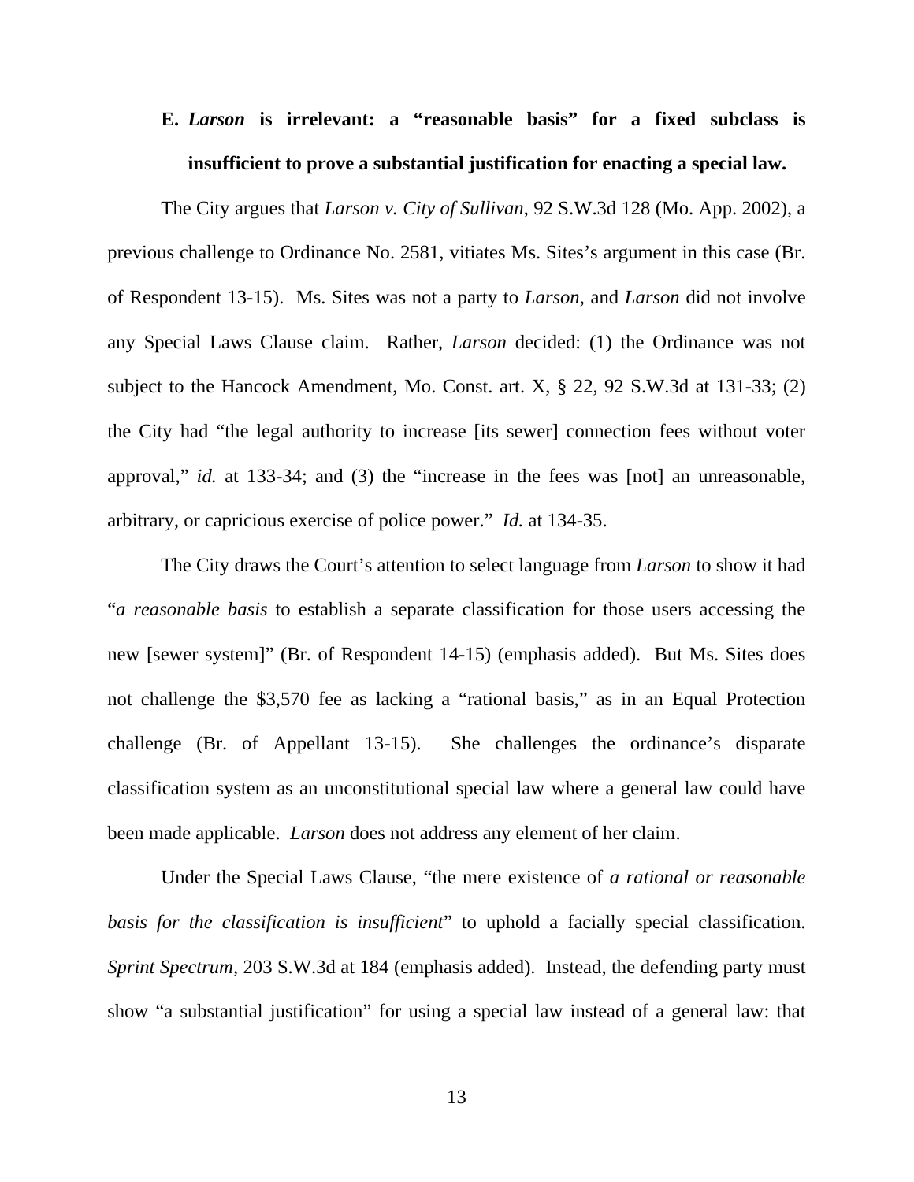### E. *Larson* is irrelevant: a "reasonable basis" for a fixed subclass is insufficient to prove a substantial justification for enacting a special law.

The City argues that *Larson v. City of Sullivan*, 92 S.W.3d 128 (Mo. App. 2002), a previous challenge to Ordinance No. 2581, vitiates Ms. Sites's argument in this case (Br. of Respondent 13-15). Ms. Sites was not a party to *Larson*, and *Larson* did not involve any Special Laws Clause claim. Rather, *Larson* decided: (1) the Ordinance was not subject to the Hancock Amendment, Mo. Const. art. X, § 22, 92 S.W.3d at 131-33; (2) the City had "the legal authority to increase [its sewer] connection fees without voter approval," *id.* at 133-34; and (3) the "increase in the fees was [not] an unreasonable, arbitrary, or capricious exercise of police power." *Id.* at 134-35.

The City draws the Court's attention to select language from *Larson* to show it had "*a reasonable basis* to establish a separate classification for those users accessing the new [sewer system]" (Br. of Respondent 14-15) (emphasis added). But Ms. Sites does not challenge the $3,570 fee as lacking a "rational basis," as in an Equal Protection challenge (Br. of Appellant 13-15). She challenges the ordinance's disparate classification system as an unconstitutional special law where a general law could have been made applicable. *Larson* does not address any element of her claim.

Under the Special Laws Clause, "the mere existence of *a rational or reasonable basis for the classification is insufficient*" to uphold a facially special classification. *Sprint Spectrum*, 203 S.W.3d at 184 (emphasis added). Instead, the defending party must show "a substantial justification" for using a special law instead of a general law: that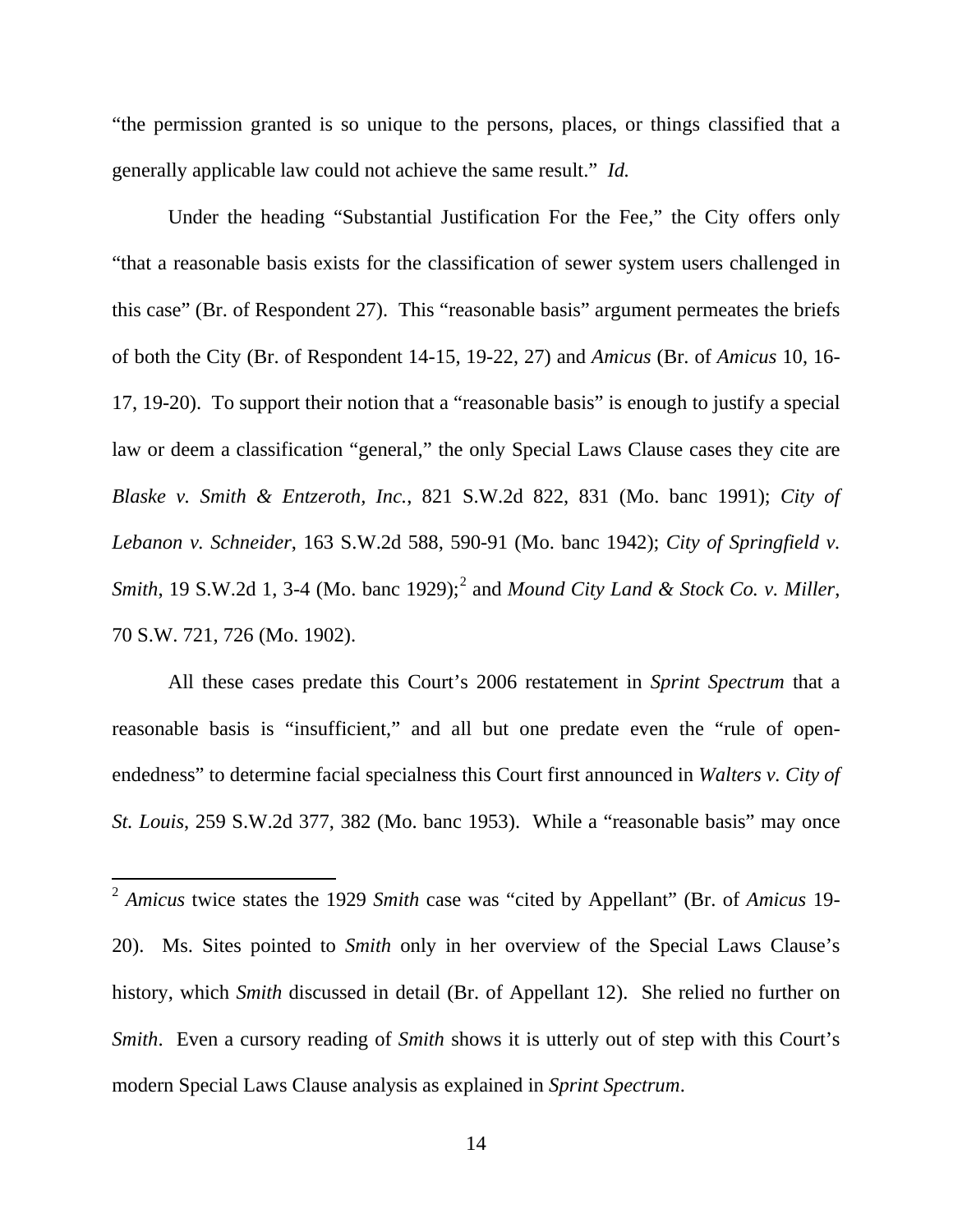"the permission granted is so unique to the persons, places, or things classified that a generally applicable law could not achieve the same result." *Id.*

Under the heading "Substantial Justification For the Fee," the City offers only "that a reasonable basis exists for the classification of sewer system users challenged in this case" (Br. of Respondent 27). This "reasonable basis" argument permeates the briefs of both the City (Br. of Respondent 14-15, 19-22, 27) and *Amicus* (Br. of *Amicus* 10, 16-17, 19-20). To support their notion that a "reasonable basis" is enough to justify a special law or deem a classification "general," the only Special Laws Clause cases they cite are *Blaske v. Smith & Entzeroth, Inc.*, 821 S.W.2d 822, 831 (Mo. banc 1991); *City of Lebanon v. Schneider*, 163 S.W.2d 588, 590-91 (Mo. banc 1942); *City of Springfield v. Smith*, 19 S.W.2d 1, 3-4 (Mo. banc 1929);[2] and *Mound City Land & Stock Co. v. Miller*, 70 S.W. 721, 726 (Mo. 1902).

All these cases predate this Court's 2006 restatement in *Sprint Spectrum* that a reasonable basis is "insufficient," and all but one predate even the "rule of open-endedness" to determine facial specialness this Court first announced in *Walters v. City of St. Louis*, 259 S.W.2d 377, 382 (Mo. banc 1953). While a "reasonable basis" may once

---

[2] *Amicus* twice states the 1929 *Smith* case was "cited by Appellant" (Br. of *Amicus* 19-20). Ms. Sites pointed to *Smith* only in her overview of the Special Laws Clause's history, which *Smith* discussed in detail (Br. of Appellant 12). She relied no further on *Smith*. Even a cursory reading of *Smith* shows it is utterly out of step with this Court's modern Special Laws Clause analysis as explained in *Sprint Spectrum*.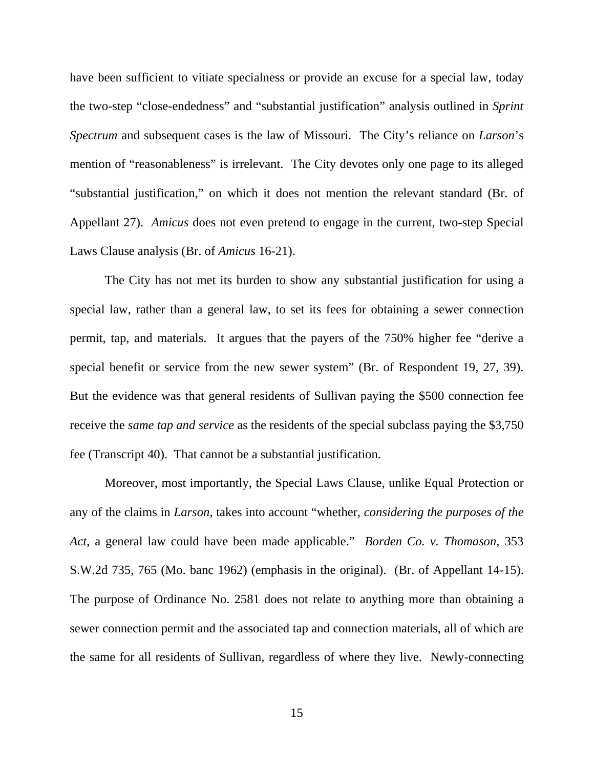have been sufficient to vitiate specialness or provide an excuse for a special law, today the two-step "close-endedness" and "substantial justification" analysis outlined in *Sprint Spectrum* and subsequent cases is the law of Missouri. The City's reliance on *Larson*'s mention of "reasonableness" is irrelevant. The City devotes only one page to its alleged "substantial justification," on which it does not mention the relevant standard (Br. of Appellant 27). *Amicus* does not even pretend to engage in the current, two-step Special Laws Clause analysis (Br. of *Amicus* 16-21).

The City has not met its burden to show any substantial justification for using a special law, rather than a general law, to set its fees for obtaining a sewer connection permit, tap, and materials. It argues that the payers of the 750% higher fee "derive a special benefit or service from the new sewer system" (Br. of Respondent 19, 27, 39). But the evidence was that general residents of Sullivan paying the $500 connection fee receive the *same tap and service* as the residents of the special subclass paying the $3,750 fee (Transcript 40). That cannot be a substantial justification.

Moreover, most importantly, the Special Laws Clause, unlike Equal Protection or any of the claims in *Larson*, takes into account "whether, *considering the purposes of the Act*, a general law could have been made applicable." *Borden Co. v. Thomason*, 353 S.W.2d 735, 765 (Mo. banc 1962) (emphasis in the original). (Br. of Appellant 14-15). The purpose of Ordinance No. 2581 does not relate to anything more than obtaining a sewer connection permit and the associated tap and connection materials, all of which are the same for all residents of Sullivan, regardless of where they live. Newly-connecting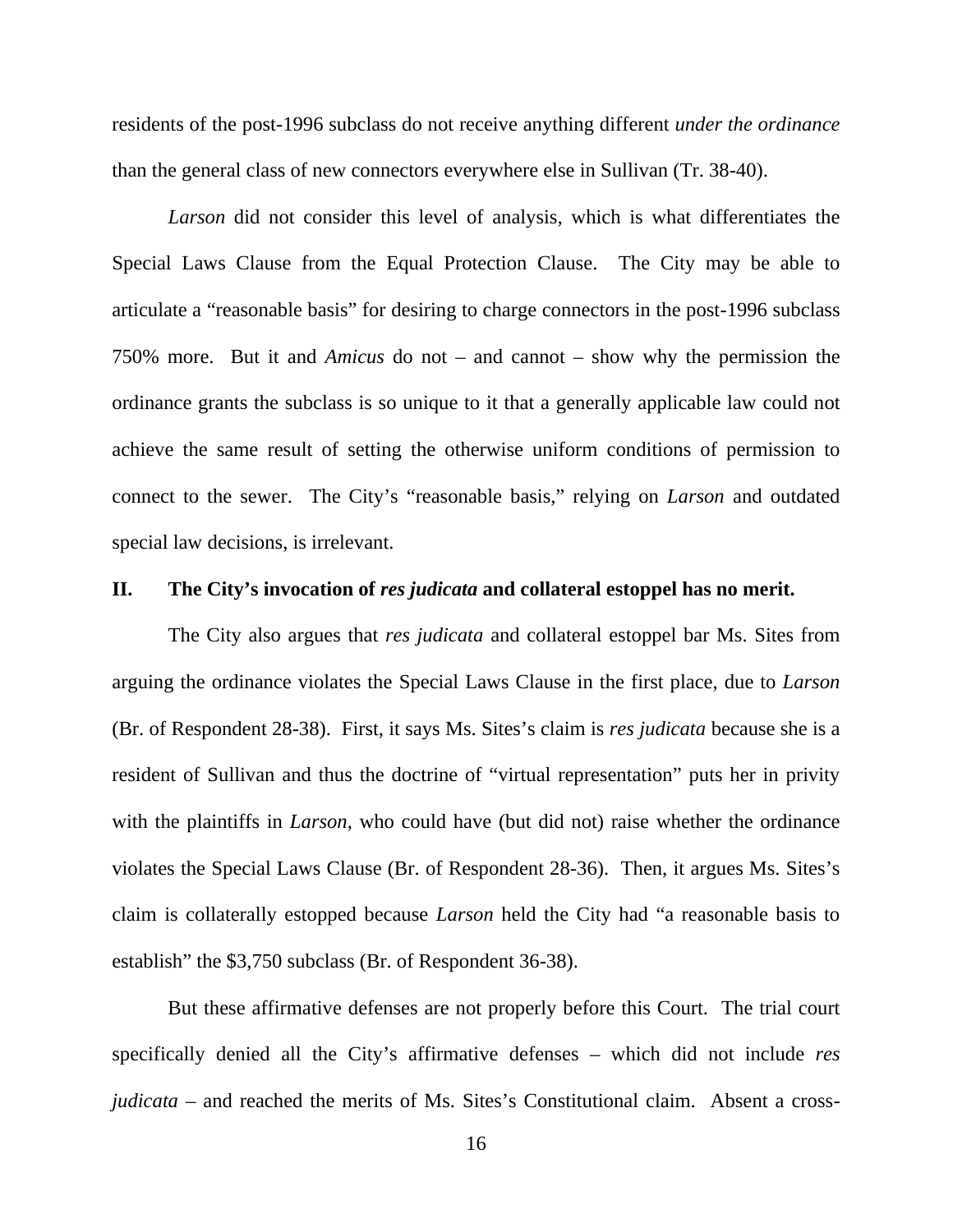residents of the post-1996 subclass do not receive anything different *under the ordinance* than the general class of new connectors everywhere else in Sullivan (Tr. 38-40).

*Larson* did not consider this level of analysis, which is what differentiates the Special Laws Clause from the Equal Protection Clause. The City may be able to articulate a "reasonable basis" for desiring to charge connectors in the post-1996 subclass 750% more. But it and *Amicus* do not – and cannot – show why the permission the ordinance grants the subclass is so unique to it that a generally applicable law could not achieve the same result of setting the otherwise uniform conditions of permission to connect to the sewer. The City's "reasonable basis," relying on *Larson* and outdated special law decisions, is irrelevant.

## II. The City's invocation of *res judicata* and collateral estoppel has no merit.

The City also argues that *res judicata* and collateral estoppel bar Ms. Sites from arguing the ordinance violates the Special Laws Clause in the first place, due to *Larson* (Br. of Respondent 28-38). First, it says Ms. Sites's claim is *res judicata* because she is a resident of Sullivan and thus the doctrine of "virtual representation" puts her in privity with the plaintiffs in *Larson*, who could have (but did not) raise whether the ordinance violates the Special Laws Clause (Br. of Respondent 28-36). Then, it argues Ms. Sites's claim is collaterally estopped because *Larson* held the City had "a reasonable basis to establish" the $3,750 subclass (Br. of Respondent 36-38).

But these affirmative defenses are not properly before this Court. The trial court specifically denied all the City's affirmative defenses – which did not include *res judicata* – and reached the merits of Ms. Sites's Constitutional claim. Absent a cross-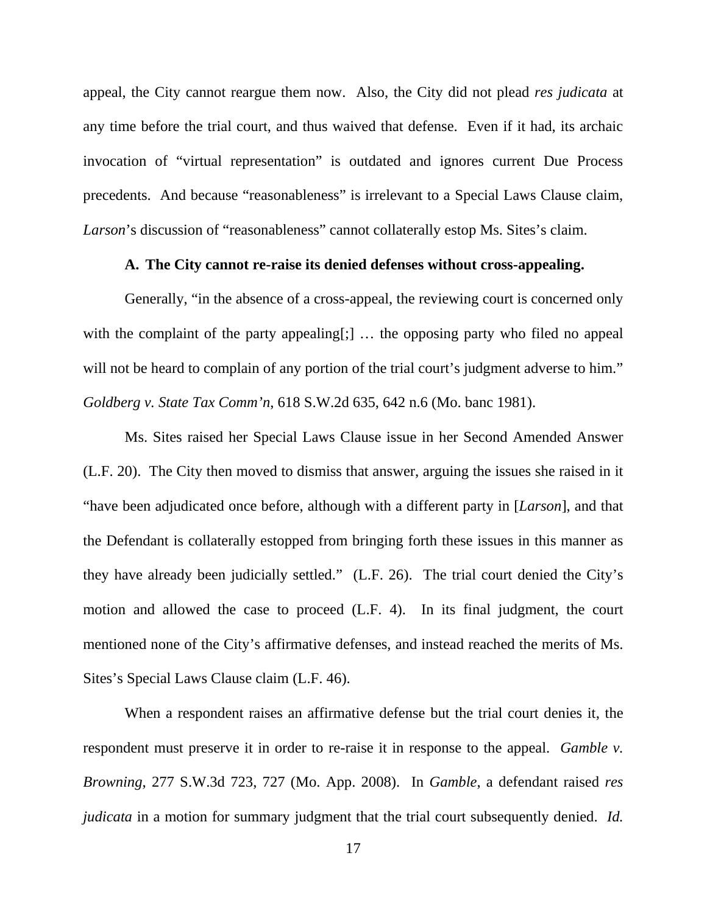appeal, the City cannot reargue them now. Also, the City did not plead *res judicata* at any time before the trial court, and thus waived that defense. Even if it had, its archaic invocation of "virtual representation" is outdated and ignores current Due Process precedents. And because "reasonableness" is irrelevant to a Special Laws Clause claim, *Larson*'s discussion of "reasonableness" cannot collaterally estop Ms. Sites's claim.

**A. The City cannot re-raise its denied defenses without cross-appealing.**

Generally, "in the absence of a cross-appeal, the reviewing court is concerned only with the complaint of the party appealing[;] … the opposing party who filed no appeal will not be heard to complain of any portion of the trial court's judgment adverse to him." *Goldberg v. State Tax Comm'n*, 618 S.W.2d 635, 642 n.6 (Mo. banc 1981).

Ms. Sites raised her Special Laws Clause issue in her Second Amended Answer (L.F. 20). The City then moved to dismiss that answer, arguing the issues she raised in it "have been adjudicated once before, although with a different party in [*Larson*], and that the Defendant is collaterally estopped from bringing forth these issues in this manner as they have already been judicially settled." (L.F. 26). The trial court denied the City's motion and allowed the case to proceed (L.F. 4). In its final judgment, the court mentioned none of the City's affirmative defenses, and instead reached the merits of Ms. Sites's Special Laws Clause claim (L.F. 46).

When a respondent raises an affirmative defense but the trial court denies it, the respondent must preserve it in order to re-raise it in response to the appeal. *Gamble v. Browning*, 277 S.W.3d 723, 727 (Mo. App. 2008). In *Gamble*, a defendant raised *res judicata* in a motion for summary judgment that the trial court subsequently denied. *Id.*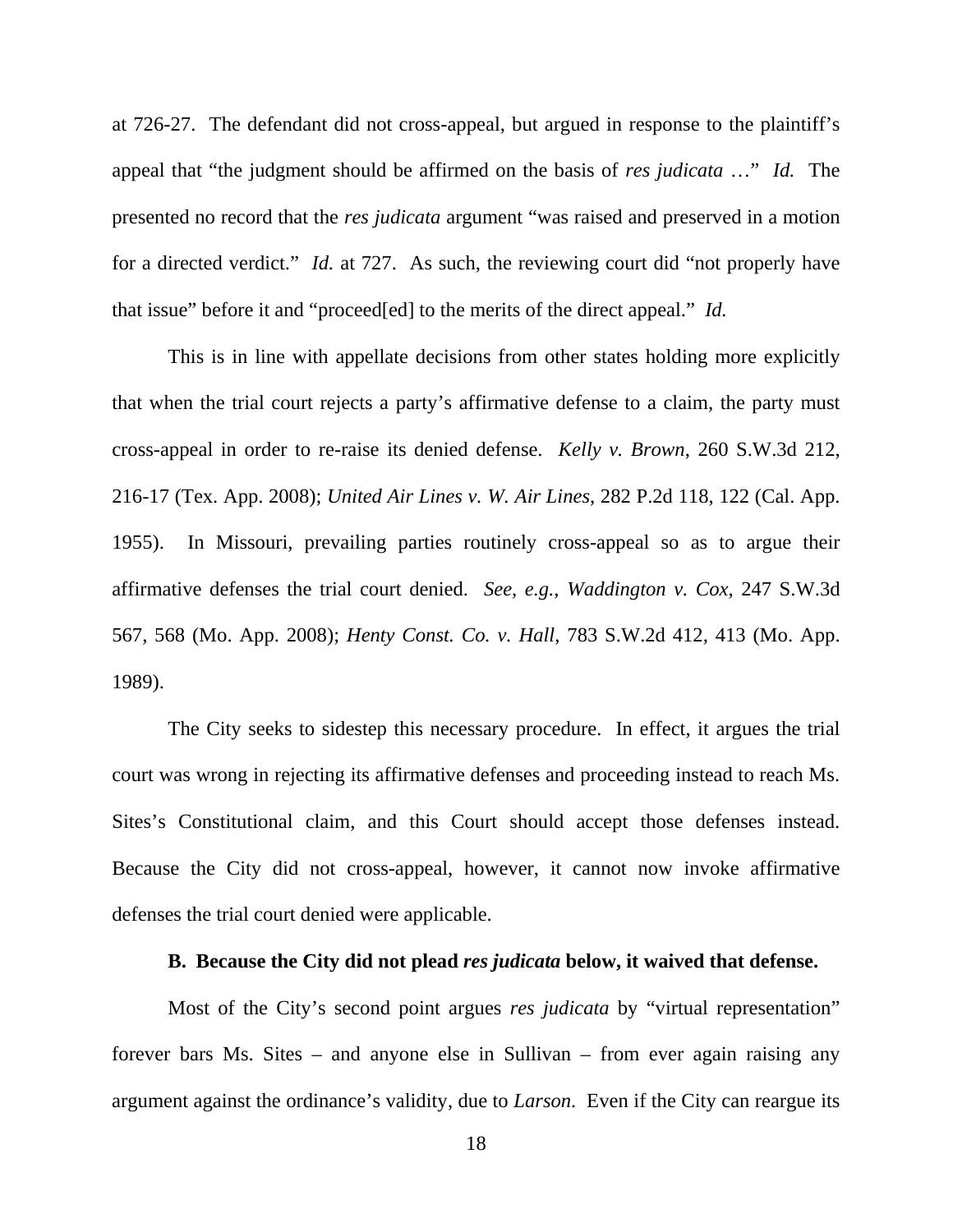at 726-27. The defendant did not cross-appeal, but argued in response to the plaintiff's appeal that "the judgment should be affirmed on the basis of *res judicata* …" *Id.* The presented no record that the *res judicata* argument "was raised and preserved in a motion for a directed verdict." *Id.* at 727. As such, the reviewing court did "not properly have that issue" before it and "proceed[ed] to the merits of the direct appeal." *Id.*

This is in line with appellate decisions from other states holding more explicitly that when the trial court rejects a party's affirmative defense to a claim, the party must cross-appeal in order to re-raise its denied defense. *Kelly v. Brown*, 260 S.W.3d 212, 216-17 (Tex. App. 2008); *United Air Lines v. W. Air Lines*, 282 P.2d 118, 122 (Cal. App. 1955). In Missouri, prevailing parties routinely cross-appeal so as to argue their affirmative defenses the trial court denied. *See, e.g.*, *Waddington v. Cox,* 247 S.W.3d 567, 568 (Mo. App. 2008); *Henty Const. Co. v. Hall*, 783 S.W.2d 412, 413 (Mo. App. 1989).

The City seeks to sidestep this necessary procedure. In effect, it argues the trial court was wrong in rejecting its affirmative defenses and proceeding instead to reach Ms. Sites's Constitutional claim, and this Court should accept those defenses instead. Because the City did not cross-appeal, however, it cannot now invoke affirmative defenses the trial court denied were applicable.

**B. Because the City did not plead *res judicata* below, it waived that defense.**

Most of the City's second point argues *res judicata* by "virtual representation" forever bars Ms. Sites – and anyone else in Sullivan – from ever again raising any argument against the ordinance's validity, due to *Larson*. Even if the City can reargue its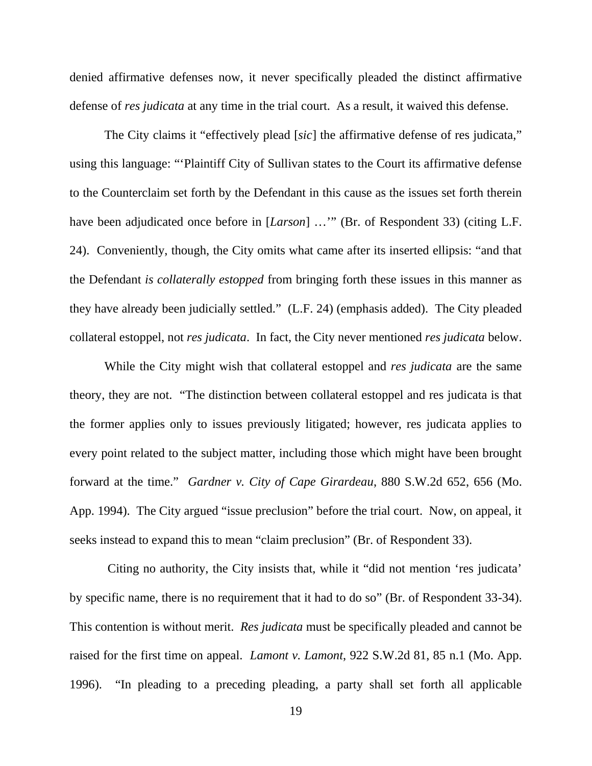denied affirmative defenses now, it never specifically pleaded the distinct affirmative defense of *res judicata* at any time in the trial court. As a result, it waived this defense.

The City claims it "effectively plead [*sic*] the affirmative defense of res judicata," using this language: "'Plaintiff City of Sullivan states to the Court its affirmative defense to the Counterclaim set forth by the Defendant in this cause as the issues set forth therein have been adjudicated once before in [*Larson*] …'" (Br. of Respondent 33) (citing L.F. 24). Conveniently, though, the City omits what came after its inserted ellipsis: "and that the Defendant *is collaterally estopped* from bringing forth these issues in this manner as they have already been judicially settled." (L.F. 24) (emphasis added). The City pleaded collateral estoppel, not *res judicata*. In fact, the City never mentioned *res judicata* below.

While the City might wish that collateral estoppel and *res judicata* are the same theory, they are not. "The distinction between collateral estoppel and res judicata is that the former applies only to issues previously litigated; however, res judicata applies to every point related to the subject matter, including those which might have been brought forward at the time." *Gardner v. City of Cape Girardeau*, 880 S.W.2d 652, 656 (Mo. App. 1994). The City argued "issue preclusion" before the trial court. Now, on appeal, it seeks instead to expand this to mean "claim preclusion" (Br. of Respondent 33).

Citing no authority, the City insists that, while it "did not mention 'res judicata' by specific name, there is no requirement that it had to do so" (Br. of Respondent 33-34). This contention is without merit. *Res judicata* must be specifically pleaded and cannot be raised for the first time on appeal. *Lamont v. Lamont*, 922 S.W.2d 81, 85 n.1 (Mo. App. 1996). "In pleading to a preceding pleading, a party shall set forth all applicable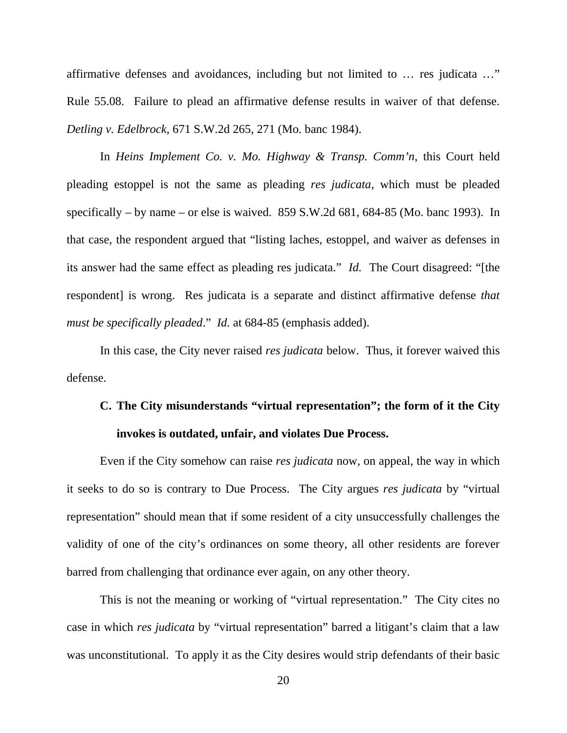affirmative defenses and avoidances, including but not limited to … res judicata …" Rule 55.08. Failure to plead an affirmative defense results in waiver of that defense. *Detling v. Edelbrock*, 671 S.W.2d 265, 271 (Mo. banc 1984).

In *Heins Implement Co. v. Mo. Highway & Transp. Comm'n*, this Court held pleading estoppel is not the same as pleading *res judicata*, which must be pleaded specifically – by name – or else is waived. 859 S.W.2d 681, 684-85 (Mo. banc 1993). In that case, the respondent argued that "listing laches, estoppel, and waiver as defenses in its answer had the same effect as pleading res judicata." *Id.* The Court disagreed: "[the respondent] is wrong. Res judicata is a separate and distinct affirmative defense *that must be specifically pleaded*." *Id.* at 684-85 (emphasis added).

In this case, the City never raised *res judicata* below. Thus, it forever waived this defense.

### C. The City misunderstands "virtual representation"; the form of it the City invokes is outdated, unfair, and violates Due Process.

Even if the City somehow can raise *res judicata* now, on appeal, the way in which it seeks to do so is contrary to Due Process. The City argues *res judicata* by "virtual representation" should mean that if some resident of a city unsuccessfully challenges the validity of one of the city's ordinances on some theory, all other residents are forever barred from challenging that ordinance ever again, on any other theory.

This is not the meaning or working of "virtual representation." The City cites no case in which *res judicata* by "virtual representation" barred a litigant's claim that a law was unconstitutional. To apply it as the City desires would strip defendants of their basic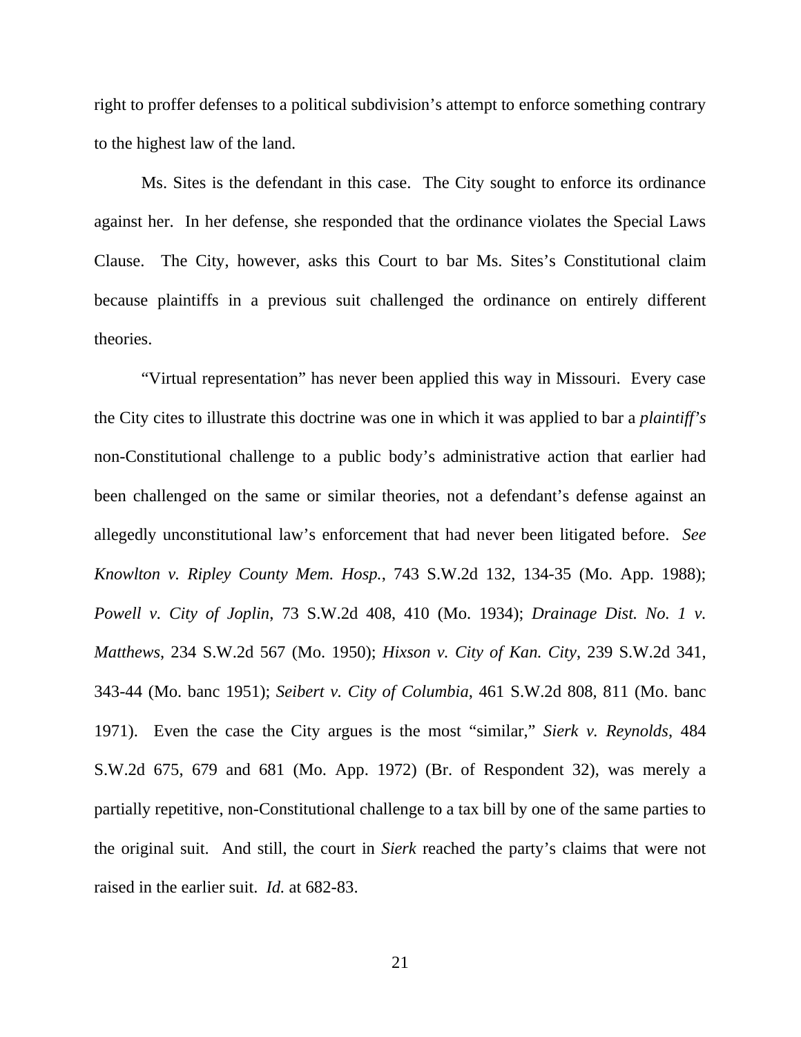right to proffer defenses to a political subdivision's attempt to enforce something contrary to the highest law of the land.

Ms. Sites is the defendant in this case. The City sought to enforce its ordinance against her. In her defense, she responded that the ordinance violates the Special Laws Clause. The City, however, asks this Court to bar Ms. Sites's Constitutional claim because plaintiffs in a previous suit challenged the ordinance on entirely different theories.

"Virtual representation" has never been applied this way in Missouri. Every case the City cites to illustrate this doctrine was one in which it was applied to bar a *plaintiff's* non-Constitutional challenge to a public body's administrative action that earlier had been challenged on the same or similar theories, not a defendant's defense against an allegedly unconstitutional law's enforcement that had never been litigated before. *See Knowlton v. Ripley County Mem. Hosp.*, 743 S.W.2d 132, 134-35 (Mo. App. 1988); *Powell v. City of Joplin*, 73 S.W.2d 408, 410 (Mo. 1934); *Drainage Dist. No. 1 v. Matthews*, 234 S.W.2d 567 (Mo. 1950); *Hixson v. City of Kan. City*, 239 S.W.2d 341, 343-44 (Mo. banc 1951); *Seibert v. City of Columbia*, 461 S.W.2d 808, 811 (Mo. banc 1971). Even the case the City argues is the most "similar," *Sierk v. Reynolds*, 484 S.W.2d 675, 679 and 681 (Mo. App. 1972) (Br. of Respondent 32), was merely a partially repetitive, non-Constitutional challenge to a tax bill by one of the same parties to the original suit. And still, the court in *Sierk* reached the party's claims that were not raised in the earlier suit. *Id.* at 682-83.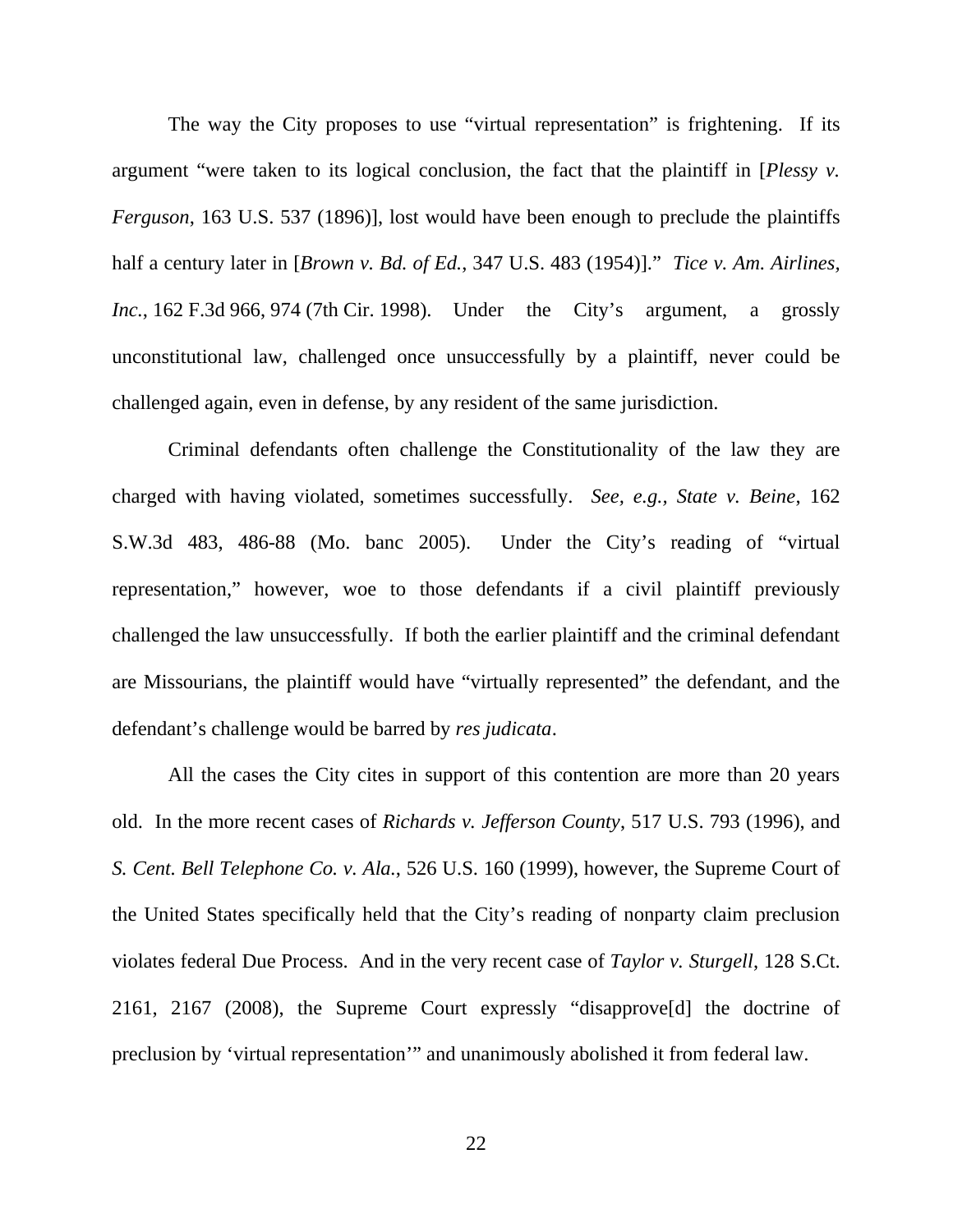The way the City proposes to use "virtual representation" is frightening. If its argument "were taken to its logical conclusion, the fact that the plaintiff in [*Plessy v. Ferguson*, 163 U.S. 537 (1896)], lost would have been enough to preclude the plaintiffs half a century later in [*Brown v. Bd. of Ed.*, 347 U.S. 483 (1954)]." *Tice v. Am. Airlines, Inc.*, 162 F.3d 966, 974 (7th Cir. 1998). Under the City's argument, a grossly unconstitutional law, challenged once unsuccessfully by a plaintiff, never could be challenged again, even in defense, by any resident of the same jurisdiction.

Criminal defendants often challenge the Constitutionality of the law they are charged with having violated, sometimes successfully. *See, e.g., State v. Beine*, 162 S.W.3d 483, 486-88 (Mo. banc 2005). Under the City's reading of "virtual representation," however, woe to those defendants if a civil plaintiff previously challenged the law unsuccessfully. If both the earlier plaintiff and the criminal defendant are Missourians, the plaintiff would have "virtually represented" the defendant, and the defendant's challenge would be barred by *res judicata*.

All the cases the City cites in support of this contention are more than 20 years old. In the more recent cases of *Richards v. Jefferson County*, 517 U.S. 793 (1996), and *S. Cent. Bell Telephone Co. v. Ala.*, 526 U.S. 160 (1999), however, the Supreme Court of the United States specifically held that the City's reading of nonparty claim preclusion violates federal Due Process. And in the very recent case of *Taylor v. Sturgell*, 128 S.Ct. 2161, 2167 (2008), the Supreme Court expressly "disapprove[d] the doctrine of preclusion by 'virtual representation'" and unanimously abolished it from federal law.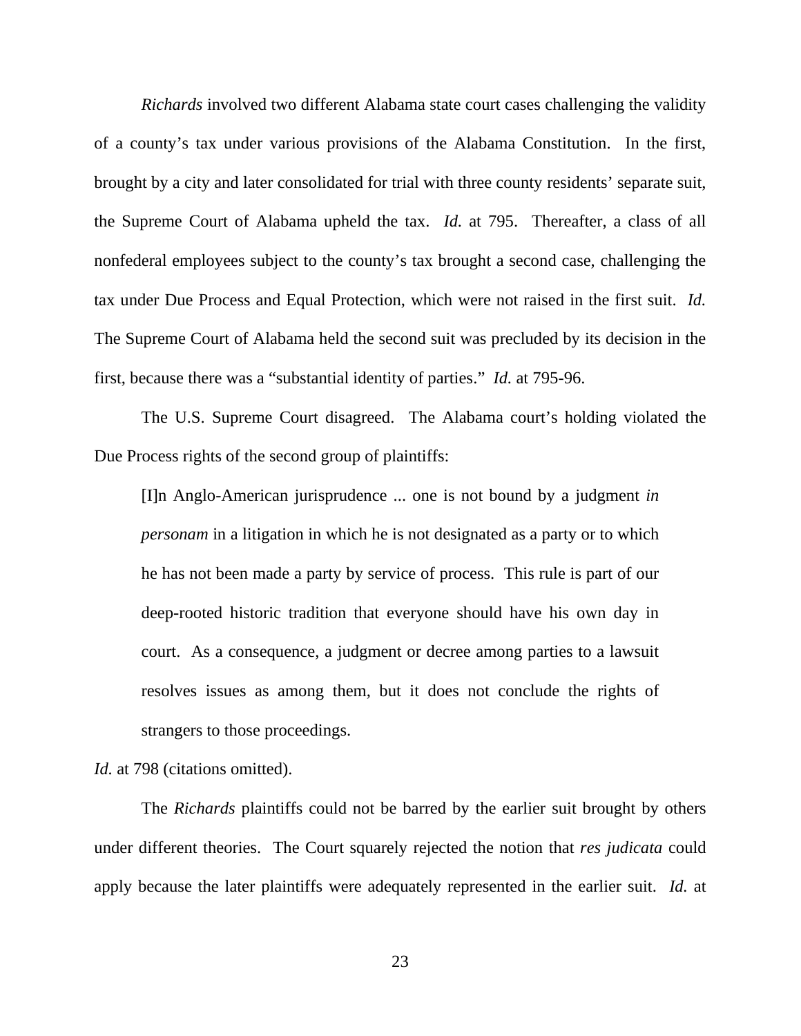*Richards* involved two different Alabama state court cases challenging the validity of a county's tax under various provisions of the Alabama Constitution. In the first, brought by a city and later consolidated for trial with three county residents' separate suit, the Supreme Court of Alabama upheld the tax. *Id.* at 795. Thereafter, a class of all nonfederal employees subject to the county's tax brought a second case, challenging the tax under Due Process and Equal Protection, which were not raised in the first suit. *Id.* The Supreme Court of Alabama held the second suit was precluded by its decision in the first, because there was a "substantial identity of parties." *Id.* at 795-96.

The U.S. Supreme Court disagreed. The Alabama court's holding violated the Due Process rights of the second group of plaintiffs:

> [I]n Anglo-American jurisprudence ... one is not bound by a judgment *in personam* in a litigation in which he is not designated as a party or to which he has not been made a party by service of process. This rule is part of our deep-rooted historic tradition that everyone should have his own day in court. As a consequence, a judgment or decree among parties to a lawsuit resolves issues as among them, but it does not conclude the rights of strangers to those proceedings.

*Id.* at 798 (citations omitted).

The *Richards* plaintiffs could not be barred by the earlier suit brought by others under different theories. The Court squarely rejected the notion that *res judicata* could apply because the later plaintiffs were adequately represented in the earlier suit. *Id.* at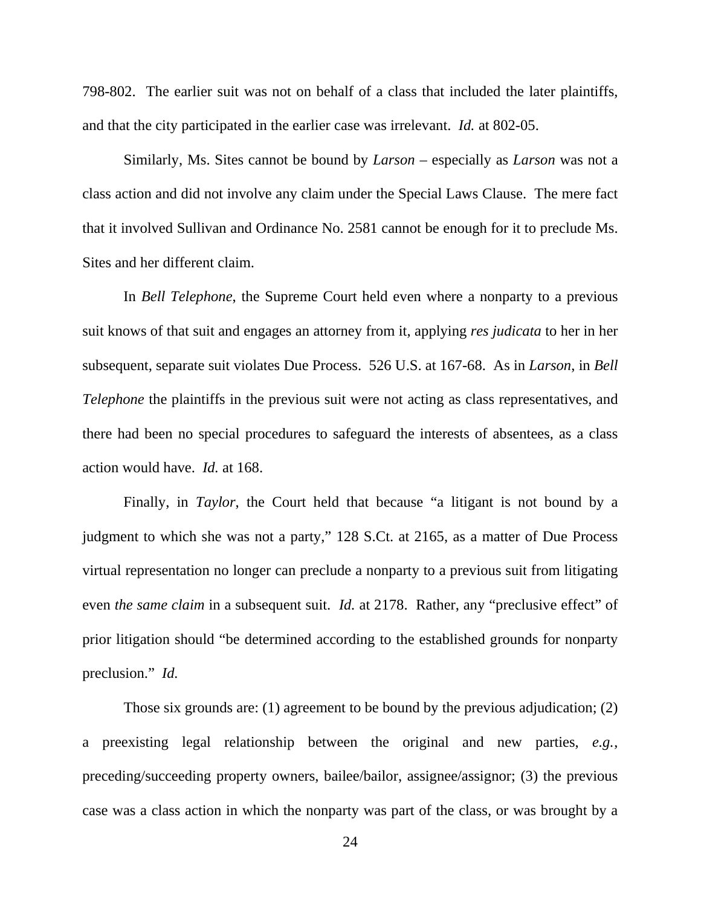798-802. The earlier suit was not on behalf of a class that included the later plaintiffs, and that the city participated in the earlier case was irrelevant. *Id.* at 802-05.

Similarly, Ms. Sites cannot be bound by *Larson* – especially as *Larson* was not a class action and did not involve any claim under the Special Laws Clause. The mere fact that it involved Sullivan and Ordinance No. 2581 cannot be enough for it to preclude Ms. Sites and her different claim.

In *Bell Telephone*, the Supreme Court held even where a nonparty to a previous suit knows of that suit and engages an attorney from it, applying *res judicata* to her in her subsequent, separate suit violates Due Process. 526 U.S. at 167-68. As in *Larson*, in *Bell Telephone* the plaintiffs in the previous suit were not acting as class representatives, and there had been no special procedures to safeguard the interests of absentees, as a class action would have. *Id.* at 168.

Finally, in *Taylor*, the Court held that because "a litigant is not bound by a judgment to which she was not a party," 128 S.Ct. at 2165, as a matter of Due Process virtual representation no longer can preclude a nonparty to a previous suit from litigating even *the same claim* in a subsequent suit. *Id.* at 2178. Rather, any "preclusive effect" of prior litigation should "be determined according to the established grounds for nonparty preclusion." *Id.*

Those six grounds are: (1) agreement to be bound by the previous adjudication; (2) a preexisting legal relationship between the original and new parties, *e.g.*, preceding/succeeding property owners, bailee/bailor, assignee/assignor; (3) the previous case was a class action in which the nonparty was part of the class, or was brought by a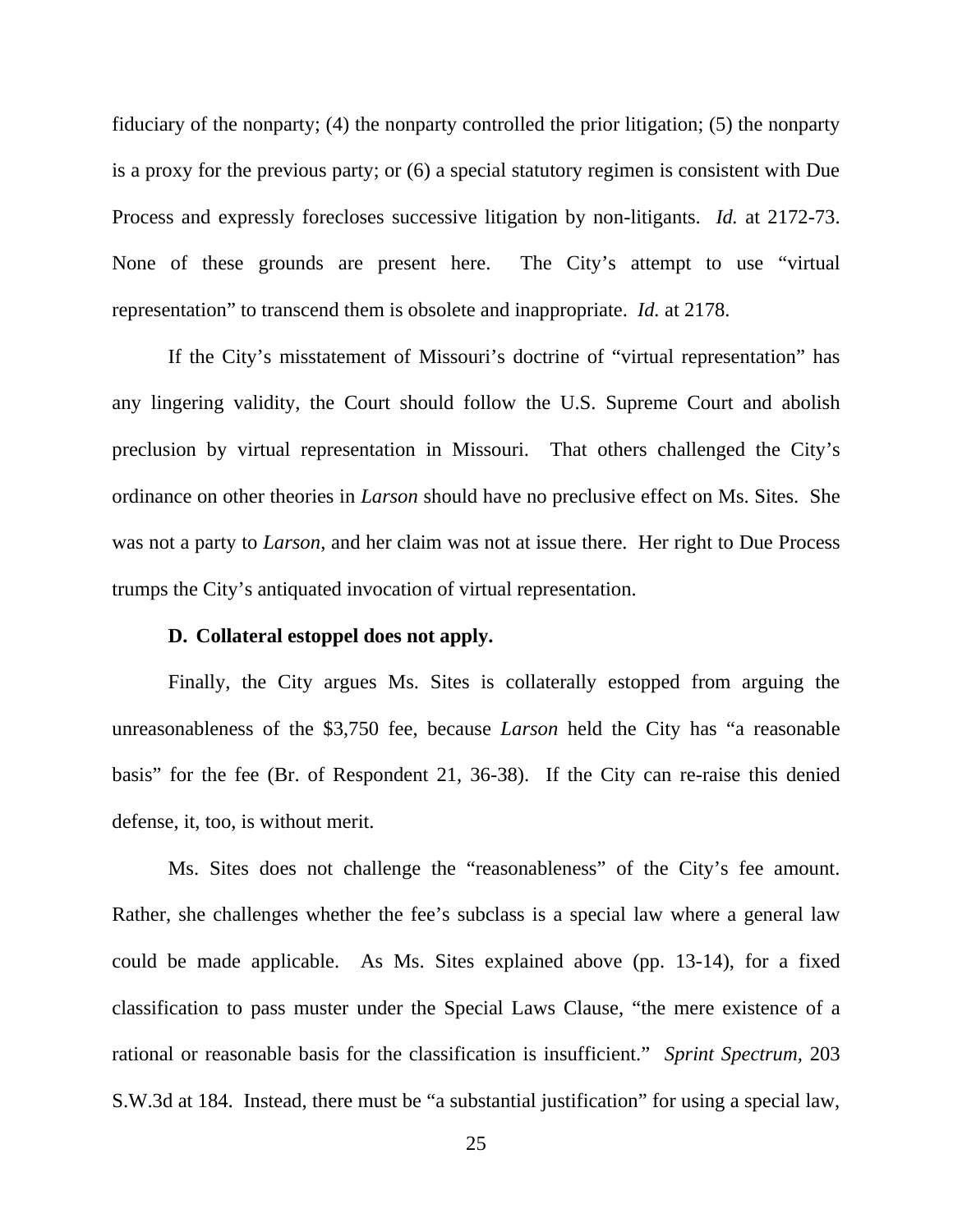fiduciary of the nonparty; (4) the nonparty controlled the prior litigation; (5) the nonparty is a proxy for the previous party; or (6) a special statutory regimen is consistent with Due Process and expressly forecloses successive litigation by non-litigants. *Id.* at 2172-73. None of these grounds are present here. The City's attempt to use "virtual representation" to transcend them is obsolete and inappropriate. *Id.* at 2178.

If the City's misstatement of Missouri's doctrine of "virtual representation" has any lingering validity, the Court should follow the U.S. Supreme Court and abolish preclusion by virtual representation in Missouri. That others challenged the City's ordinance on other theories in *Larson* should have no preclusive effect on Ms. Sites. She was not a party to *Larson*, and her claim was not at issue there. Her right to Due Process trumps the City's antiquated invocation of virtual representation.

**D. Collateral estoppel does not apply.**

Finally, the City argues Ms. Sites is collaterally estopped from arguing the unreasonableness of the $3,750 fee, because *Larson* held the City has "a reasonable basis" for the fee (Br. of Respondent 21, 36-38). If the City can re-raise this denied defense, it, too, is without merit.

Ms. Sites does not challenge the "reasonableness" of the City's fee amount. Rather, she challenges whether the fee's subclass is a special law where a general law could be made applicable. As Ms. Sites explained above (pp. 13-14), for a fixed classification to pass muster under the Special Laws Clause, "the mere existence of a rational or reasonable basis for the classification is insufficient." *Sprint Spectrum,* 203 S.W.3d at 184. Instead, there must be "a substantial justification" for using a special law,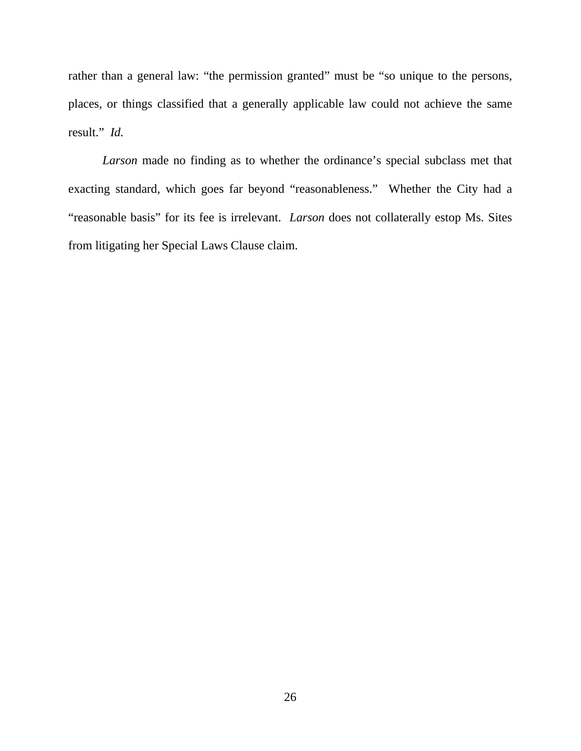rather than a general law: "the permission granted" must be "so unique to the persons, places, or things classified that a generally applicable law could not achieve the same result." *Id.*

*Larson* made no finding as to whether the ordinance's special subclass met that exacting standard, which goes far beyond "reasonableness." Whether the City had a "reasonable basis" for its fee is irrelevant. *Larson* does not collaterally estop Ms. Sites from litigating her Special Laws Clause claim.